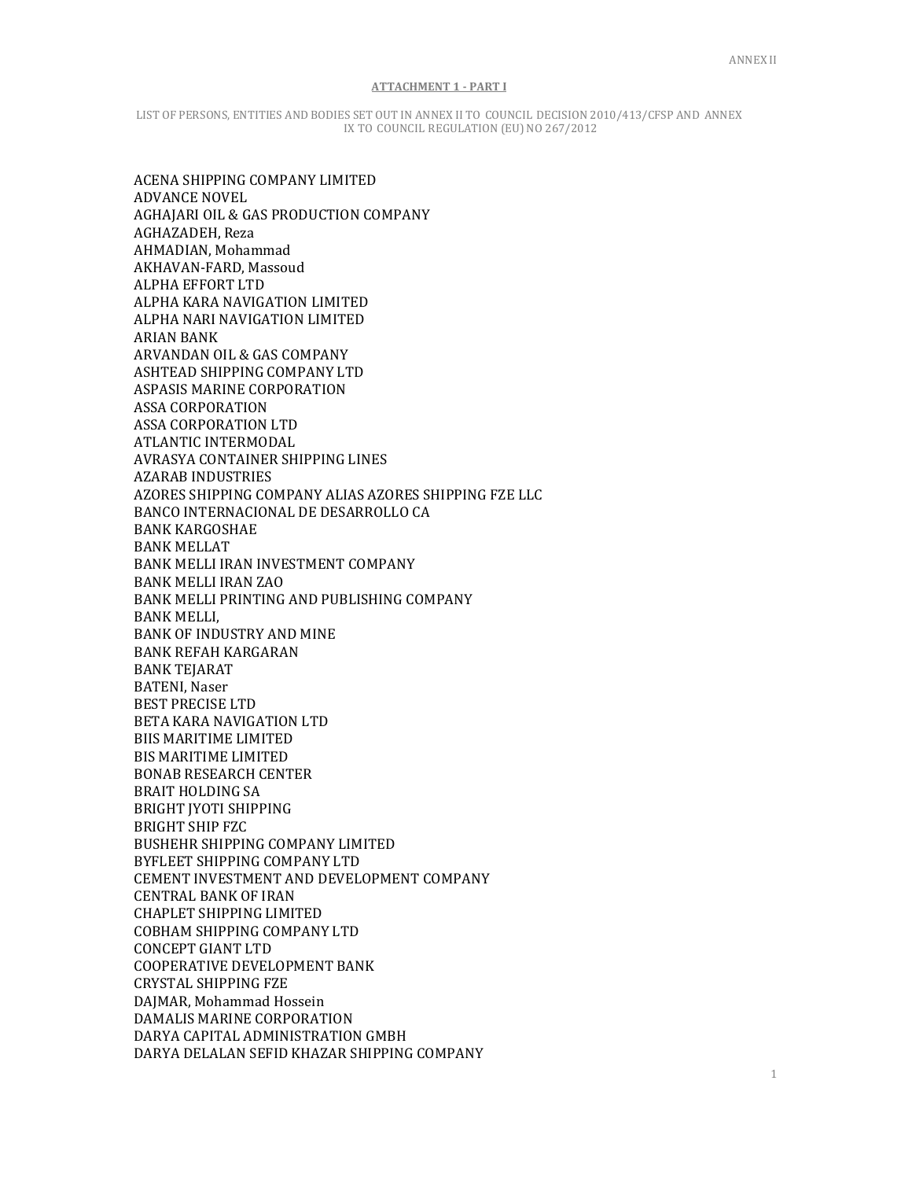ANNEX II

**ATTACHMENT 1 - PART I**

LIST OF PERSONS, ENTITIES AND BODIES SET OUT IN ANNEX II TO COUNCIL DECISION 2010/413/CFSP AND ANNEX IX TO COUNCIL REGULATION (EU) NO 267/2012

ACENA SHIPPING COMPANY LIMITED
ADVANCE NOVEL
AGHAJARI OIL & GAS PRODUCTION COMPANY
AGHAZADEH, Reza
AHMADIAN, Mohammad
AKHAVAN-FARD, Massoud
ALPHA EFFORT LTD
ALPHA KARA NAVIGATION LIMITED
ALPHA NARI NAVIGATION LIMITED
ARIAN BANK
ARVANDAN OIL & GAS COMPANY
ASHTEAD SHIPPING COMPANY LTD
ASPASIS MARINE CORPORATION
ASSA CORPORATION
ASSA CORPORATION LTD
ATLANTIC INTERMODAL
AVRASYA CONTAINER SHIPPING LINES
AZARAB INDUSTRIES
AZORES SHIPPING COMPANY ALIAS AZORES SHIPPING FZE LLC
BANCO INTERNACIONAL DE DESARROLLO CA
BANK KARGOSHAE
BANK MELLAT
BANK MELLI IRAN INVESTMENT COMPANY
BANK MELLI IRAN ZAO
BANK MELLI PRINTING AND PUBLISHING COMPANY
BANK MELLI,
BANK OF INDUSTRY AND MINE
BANK REFAH KARGARAN
BANK TEJARAT
BATENI, Naser
BEST PRECISE LTD
BETA KARA NAVIGATION LTD
BIIS MARITIME LIMITED
BIS MARITIME LIMITED
BONAB RESEARCH CENTER
BRAIT HOLDING SA
BRIGHT JYOTI SHIPPING
BRIGHT SHIP FZC
BUSHEHR SHIPPING COMPANY LIMITED
BYFLEET SHIPPING COMPANY LTD
CEMENT INVESTMENT AND DEVELOPMENT COMPANY
CENTRAL BANK OF IRAN
CHAPLET SHIPPING LIMITED
COBHAM SHIPPING COMPANY LTD
CONCEPT GIANT LTD
COOPERATIVE DEVELOPMENT BANK
CRYSTAL SHIPPING FZE
DAJMAR, Mohammad Hossein
DAMALIS MARINE CORPORATION
DARYA CAPITAL ADMINISTRATION GMBH
DARYA DELALAN SEFID KHAZAR SHIPPING COMPANY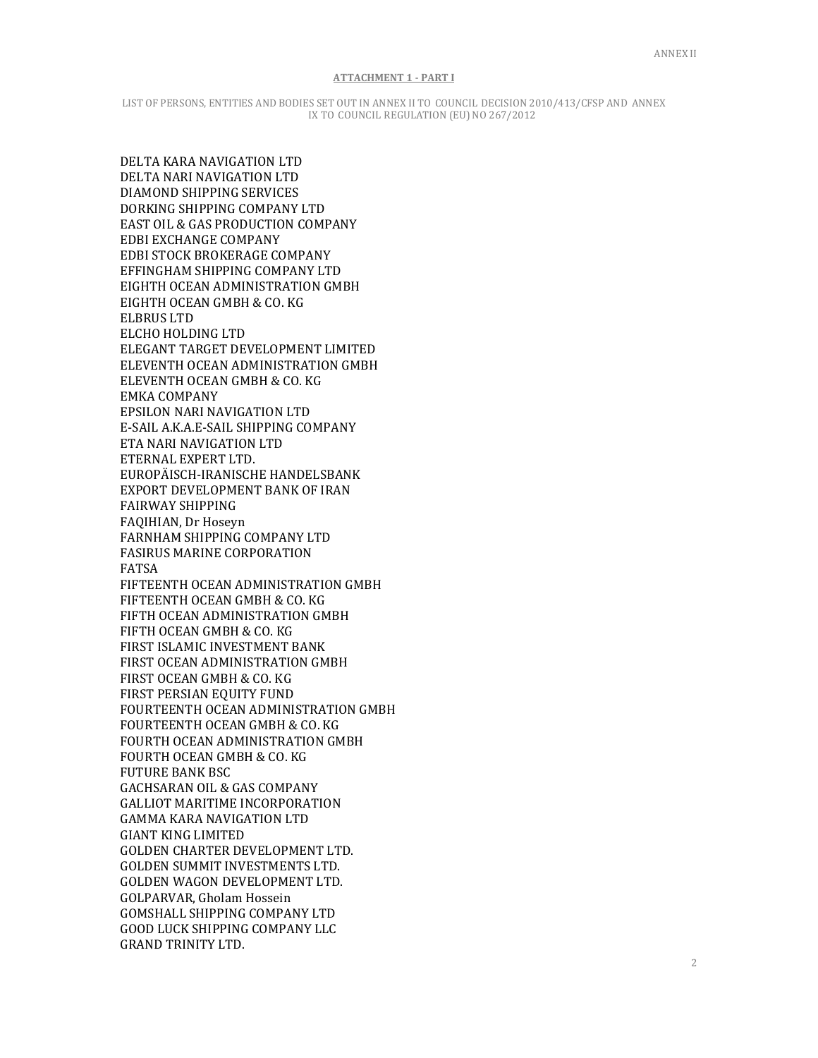ANNEX II

**ATTACHMENT 1 - PART I**

LIST OF PERSONS, ENTITIES AND BODIES SET OUT IN ANNEX II TO COUNCIL DECISION 2010/413/CFSP AND ANNEX IX TO COUNCIL REGULATION (EU) NO 267/2012

DELTA KARA NAVIGATION LTD
DELTA NARI NAVIGATION LTD
DIAMOND SHIPPING SERVICES
DORKING SHIPPING COMPANY LTD
EAST OIL & GAS PRODUCTION COMPANY
EDBI EXCHANGE COMPANY
EDBI STOCK BROKERAGE COMPANY
EFFINGHAM SHIPPING COMPANY LTD
EIGHTH OCEAN ADMINISTRATION GMBH
EIGHTH OCEAN GMBH & CO. KG
ELBRUS LTD
ELCHO HOLDING LTD
ELEGANT TARGET DEVELOPMENT LIMITED
ELEVENTH OCEAN ADMINISTRATION GMBH
ELEVENTH OCEAN GMBH & CO. KG
EMKA COMPANY
EPSILON NARI NAVIGATION LTD
E-SAIL A.K.A.E-SAIL SHIPPING COMPANY
ETA NARI NAVIGATION LTD
ETERNAL EXPERT LTD.
EUROPÄISCH-IRANISCHE HANDELSBANK
EXPORT DEVELOPMENT BANK OF IRAN
FAIRWAY SHIPPING
FAQIHIAN, Dr Hoseyn
FARNHAM SHIPPING COMPANY LTD
FASIRUS MARINE CORPORATION
FATSA
FIFTEENTH OCEAN ADMINISTRATION GMBH
FIFTEENTH OCEAN GMBH & CO. KG
FIFTH OCEAN ADMINISTRATION GMBH
FIFTH OCEAN GMBH & CO. KG
FIRST ISLAMIC INVESTMENT BANK
FIRST OCEAN ADMINISTRATION GMBH
FIRST OCEAN GMBH & CO. KG
FIRST PERSIAN EQUITY FUND
FOURTEENTH OCEAN ADMINISTRATION GMBH
FOURTEENTH OCEAN GMBH & CO. KG
FOURTH OCEAN ADMINISTRATION GMBH
FOURTH OCEAN GMBH & CO. KG
FUTURE BANK BSC
GACHSARAN OIL & GAS COMPANY
GALLIOT MARITIME INCORPORATION
GAMMA KARA NAVIGATION LTD
GIANT KING LIMITED
GOLDEN CHARTER DEVELOPMENT LTD.
GOLDEN SUMMIT INVESTMENTS LTD.
GOLDEN WAGON DEVELOPMENT LTD.
GOLPARVAR, Gholam Hossein
GOMSHALL SHIPPING COMPANY LTD
GOOD LUCK SHIPPING COMPANY LLC
GRAND TRINITY LTD.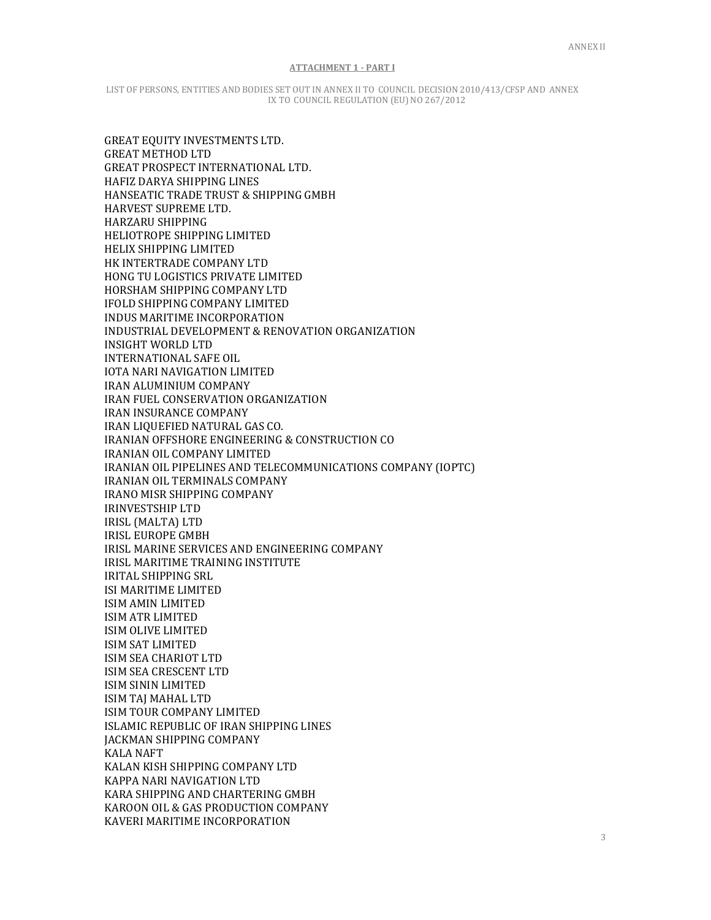ANNEX II

**ATTACHMENT 1 - PART I**

LIST OF PERSONS, ENTITIES AND BODIES SET OUT IN ANNEX II TO COUNCIL DECISION 2010/413/CFSP AND ANNEX IX TO COUNCIL REGULATION (EU) NO 267/2012

GREAT EQUITY INVESTMENTS LTD.
GREAT METHOD LTD
GREAT PROSPECT INTERNATIONAL LTD.
HAFIZ DARYA SHIPPING LINES
HANSEATIC TRADE TRUST & SHIPPING GMBH
HARVEST SUPREME LTD.
HARZARU SHIPPING
HELIOTROPE SHIPPING LIMITED
HELIX SHIPPING LIMITED
HK INTERTRADE COMPANY LTD
HONG TU LOGISTICS PRIVATE LIMITED
HORSHAM SHIPPING COMPANY LTD
IFOLD SHIPPING COMPANY LIMITED
INDUS MARITIME INCORPORATION
INDUSTRIAL DEVELOPMENT & RENOVATION ORGANIZATION
INSIGHT WORLD LTD
INTERNATIONAL SAFE OIL
IOTA NARI NAVIGATION LIMITED
IRAN ALUMINIUM COMPANY
IRAN FUEL CONSERVATION ORGANIZATION
IRAN INSURANCE COMPANY
IRAN LIQUEFIED NATURAL GAS CO.
IRANIAN OFFSHORE ENGINEERING & CONSTRUCTION CO
IRANIAN OIL COMPANY LIMITED
IRANIAN OIL PIPELINES AND TELECOMMUNICATIONS COMPANY (IOPTC)
IRANIAN OIL TERMINALS COMPANY
IRANO MISR SHIPPING COMPANY
IRINVESTSHIP LTD
IRISL (MALTA) LTD
IRISL EUROPE GMBH
IRISL MARINE SERVICES AND ENGINEERING COMPANY
IRISL MARITIME TRAINING INSTITUTE
IRITAL SHIPPING SRL
ISI MARITIME LIMITED
ISIM AMIN LIMITED
ISIM ATR LIMITED
ISIM OLIVE LIMITED
ISIM SAT LIMITED
ISIM SEA CHARIOT LTD
ISIM SEA CRESCENT LTD
ISIM SININ LIMITED
ISIM TAJ MAHAL LTD
ISIM TOUR COMPANY LIMITED
ISLAMIC REPUBLIC OF IRAN SHIPPING LINES
JACKMAN SHIPPING COMPANY
KALA NAFT
KALAN KISH SHIPPING COMPANY LTD
KAPPA NARI NAVIGATION LTD
KARA SHIPPING AND CHARTERING GMBH
KAROON OIL & GAS PRODUCTION COMPANY
KAVERI MARITIME INCORPORATION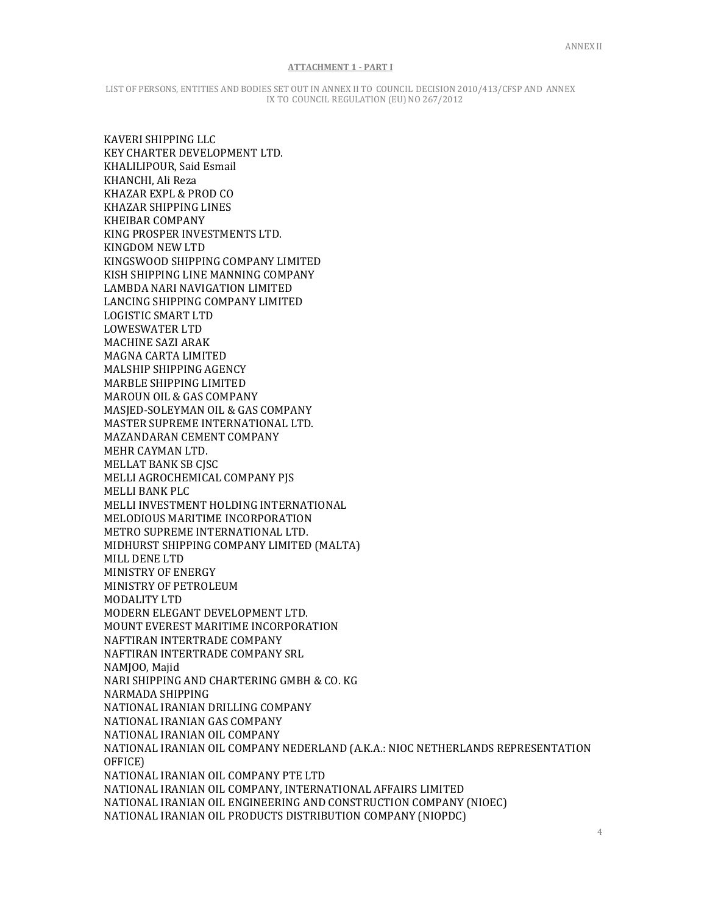ANNEX II

**ATTACHMENT 1 - PART I**

LIST OF PERSONS, ENTITIES AND BODIES SET OUT IN ANNEX II TO COUNCIL DECISION 2010/413/CFSP AND ANNEX IX TO COUNCIL REGULATION (EU) NO 267/2012

KAVERI SHIPPING LLC
KEY CHARTER DEVELOPMENT LTD.
KHALILIPOUR, Said Esmail
KHANCHI, Ali Reza
KHAZAR EXPL & PROD CO
KHAZAR SHIPPING LINES
KHEIBAR COMPANY
KING PROSPER INVESTMENTS LTD.
KINGDOM NEW LTD
KINGSWOOD SHIPPING COMPANY LIMITED
KISH SHIPPING LINE MANNING COMPANY
LAMBDA NARI NAVIGATION LIMITED
LANCING SHIPPING COMPANY LIMITED
LOGISTIC SMART LTD
LOWESWATER LTD
MACHINE SAZI ARAK
MAGNA CARTA LIMITED
MALSHIP SHIPPING AGENCY
MARBLE SHIPPING LIMITED
MAROUN OIL & GAS COMPANY
MASJED-SOLEYMAN OIL & GAS COMPANY
MASTER SUPREME INTERNATIONAL LTD.
MAZANDARAN CEMENT COMPANY
MEHR CAYMAN LTD.
MELLAT BANK SB CJSC
MELLI AGROCHEMICAL COMPANY PJS
MELLI BANK PLC
MELLI INVESTMENT HOLDING INTERNATIONAL
MELODIOUS MARITIME INCORPORATION
METRO SUPREME INTERNATIONAL LTD.
MIDHURST SHIPPING COMPANY LIMITED (MALTA)
MILL DENE LTD
MINISTRY OF ENERGY
MINISTRY OF PETROLEUM
MODALITY LTD
MODERN ELEGANT DEVELOPMENT LTD.
MOUNT EVEREST MARITIME INCORPORATION
NAFTIRAN INTERTRADE COMPANY
NAFTIRAN INTERTRADE COMPANY SRL
NAMJOO, Majid
NARI SHIPPING AND CHARTERING GMBH & CO. KG
NARMADA SHIPPING
NATIONAL IRANIAN DRILLING COMPANY
NATIONAL IRANIAN GAS COMPANY
NATIONAL IRANIAN OIL COMPANY
NATIONAL IRANIAN OIL COMPANY NEDERLAND (A.K.A.: NIOC NETHERLANDS REPRESENTATION OFFICE)
NATIONAL IRANIAN OIL COMPANY PTE LTD
NATIONAL IRANIAN OIL COMPANY, INTERNATIONAL AFFAIRS LIMITED
NATIONAL IRANIAN OIL ENGINEERING AND CONSTRUCTION COMPANY (NIOEC)
NATIONAL IRANIAN OIL PRODUCTS DISTRIBUTION COMPANY (NIOPDC)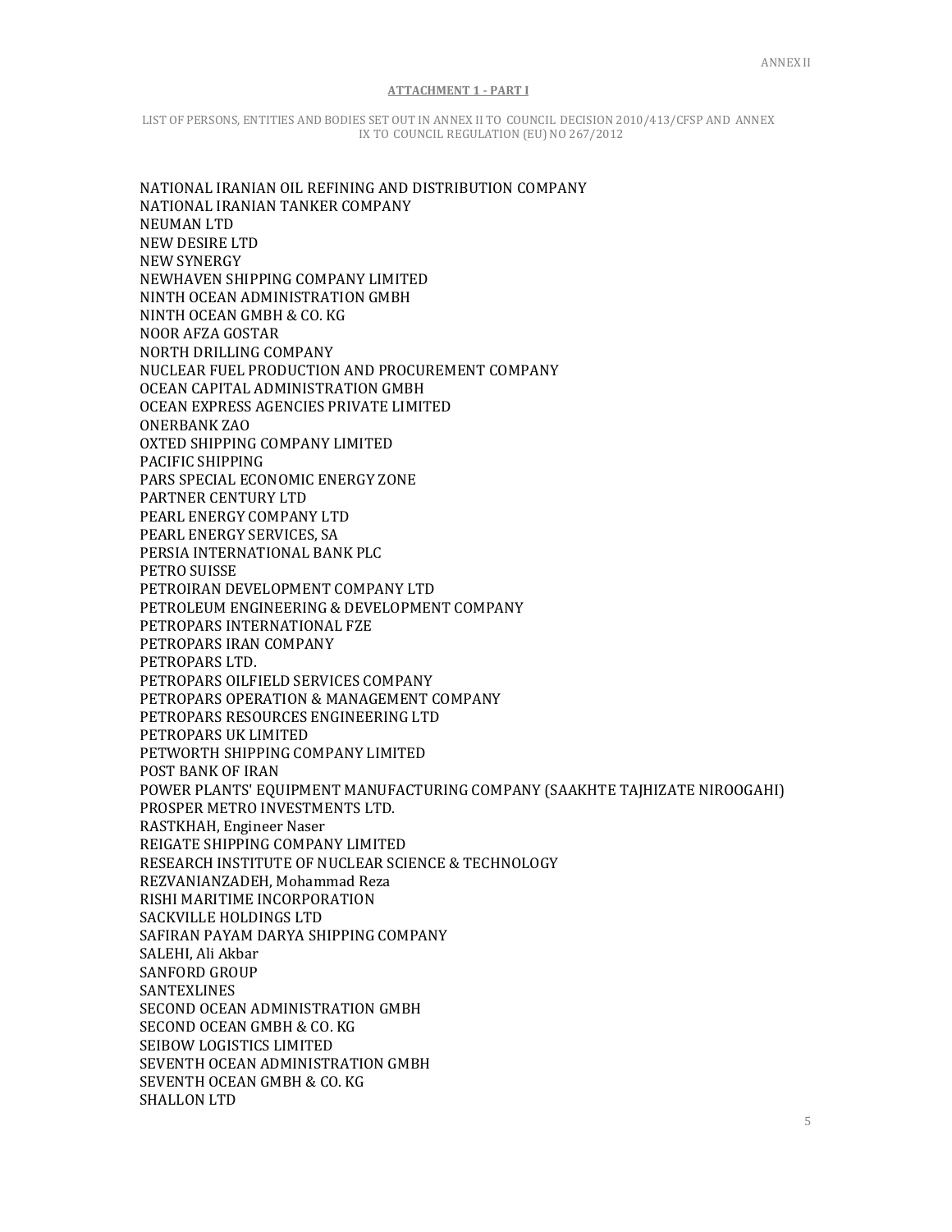**ATTACHMENT 1 - PART I**

LIST OF PERSONS, ENTITIES AND BODIES SET OUT IN ANNEX II TO COUNCIL DECISION 2010/413/CFSP AND ANNEX IX TO COUNCIL REGULATION (EU) NO 267/2012

NATIONAL IRANIAN OIL REFINING AND DISTRIBUTION COMPANY
NATIONAL IRANIAN TANKER COMPANY
NEUMAN LTD
NEW DESIRE LTD
NEW SYNERGY
NEWHAVEN SHIPPING COMPANY LIMITED
NINTH OCEAN ADMINISTRATION GMBH
NINTH OCEAN GMBH & CO. KG
NOOR AFZA GOSTAR
NORTH DRILLING COMPANY
NUCLEAR FUEL PRODUCTION AND PROCUREMENT COMPANY
OCEAN CAPITAL ADMINISTRATION GMBH
OCEAN EXPRESS AGENCIES PRIVATE LIMITED
ONERBANK ZAO
OXTED SHIPPING COMPANY LIMITED
PACIFIC SHIPPING
PARS SPECIAL ECONOMIC ENERGY ZONE
PARTNER CENTURY LTD
PEARL ENERGY COMPANY LTD
PEARL ENERGY SERVICES, SA
PERSIA INTERNATIONAL BANK PLC
PETRO SUISSE
PETROIRAN DEVELOPMENT COMPANY LTD
PETROLEUM ENGINEERING & DEVELOPMENT COMPANY
PETROPARS INTERNATIONAL FZE
PETROPARS IRAN COMPANY
PETROPARS LTD.
PETROPARS OILFIELD SERVICES COMPANY
PETROPARS OPERATION & MANAGEMENT COMPANY
PETROPARS RESOURCES ENGINEERING LTD
PETROPARS UK LIMITED
PETWORTH SHIPPING COMPANY LIMITED
POST BANK OF IRAN
POWER PLANTS' EQUIPMENT MANUFACTURING COMPANY (SAAKHTE TAJHIZATE NIROOGAHI)
PROSPER METRO INVESTMENTS LTD.
RASTKHAH, Engineer Naser
REIGATE SHIPPING COMPANY LIMITED
RESEARCH INSTITUTE OF NUCLEAR SCIENCE & TECHNOLOGY
REZVANIANZADEH, Mohammad Reza
RISHI MARITIME INCORPORATION
SACKVILLE HOLDINGS LTD
SAFIRAN PAYAM DARYA SHIPPING COMPANY
SALEHI, Ali Akbar
SANFORD GROUP
SANTEXLINES
SECOND OCEAN ADMINISTRATION GMBH
SECOND OCEAN GMBH & CO. KG
SEIBOW LOGISTICS LIMITED
SEVENTH OCEAN ADMINISTRATION GMBH
SEVENTH OCEAN GMBH & CO. KG
SHALLON LTD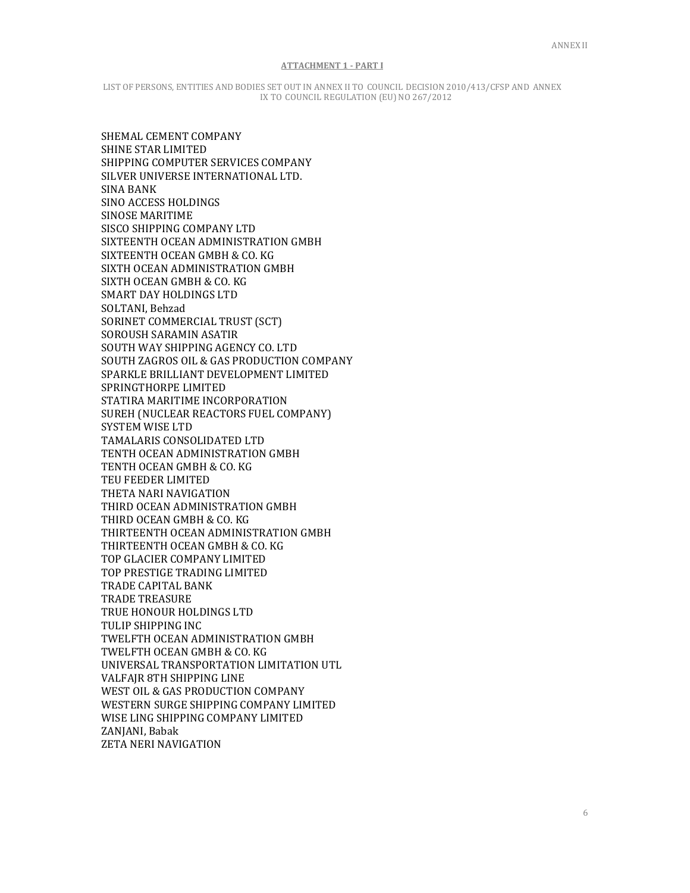ANNEX II

**ATTACHMENT 1 - PART I**

LIST OF PERSONS, ENTITIES AND BODIES SET OUT IN ANNEX II TO COUNCIL DECISION 2010/413/CFSP AND ANNEX IX TO COUNCIL REGULATION (EU) NO 267/2012

SHEMAL CEMENT COMPANY
SHINE STAR LIMITED
SHIPPING COMPUTER SERVICES COMPANY
SILVER UNIVERSE INTERNATIONAL LTD.
SINA BANK
SINO ACCESS HOLDINGS
SINOSE MARITIME
SISCO SHIPPING COMPANY LTD
SIXTEENTH OCEAN ADMINISTRATION GMBH
SIXTEENTH OCEAN GMBH & CO. KG
SIXTH OCEAN ADMINISTRATION GMBH
SIXTH OCEAN GMBH & CO. KG
SMART DAY HOLDINGS LTD
SOLTANI, Behzad
SORINET COMMERCIAL TRUST (SCT)
SOROUSH SARAMIN ASATIR
SOUTH WAY SHIPPING AGENCY CO. LTD
SOUTH ZAGROS OIL & GAS PRODUCTION COMPANY
SPARKLE BRILLIANT DEVELOPMENT LIMITED
SPRINGTHORPE LIMITED
STATIRA MARITIME INCORPORATION
SUREH (NUCLEAR REACTORS FUEL COMPANY)
SYSTEM WISE LTD
TAMALARIS CONSOLIDATED LTD
TENTH OCEAN ADMINISTRATION GMBH
TENTH OCEAN GMBH & CO. KG
TEU FEEDER LIMITED
THETA NARI NAVIGATION
THIRD OCEAN ADMINISTRATION GMBH
THIRD OCEAN GMBH & CO. KG
THIRTEENTH OCEAN ADMINISTRATION GMBH
THIRTEENTH OCEAN GMBH & CO. KG
TOP GLACIER COMPANY LIMITED
TOP PRESTIGE TRADING LIMITED
TRADE CAPITAL BANK
TRADE TREASURE
TRUE HONOUR HOLDINGS LTD
TULIP SHIPPING INC
TWELFTH OCEAN ADMINISTRATION GMBH
TWELFTH OCEAN GMBH & CO. KG
UNIVERSAL TRANSPORTATION LIMITATION UTL
VALFAJR 8TH SHIPPING LINE
WEST OIL & GAS PRODUCTION COMPANY
WESTERN SURGE SHIPPING COMPANY LIMITED
WISE LING SHIPPING COMPANY LIMITED
ZANJANI, Babak
ZETA NERI NAVIGATION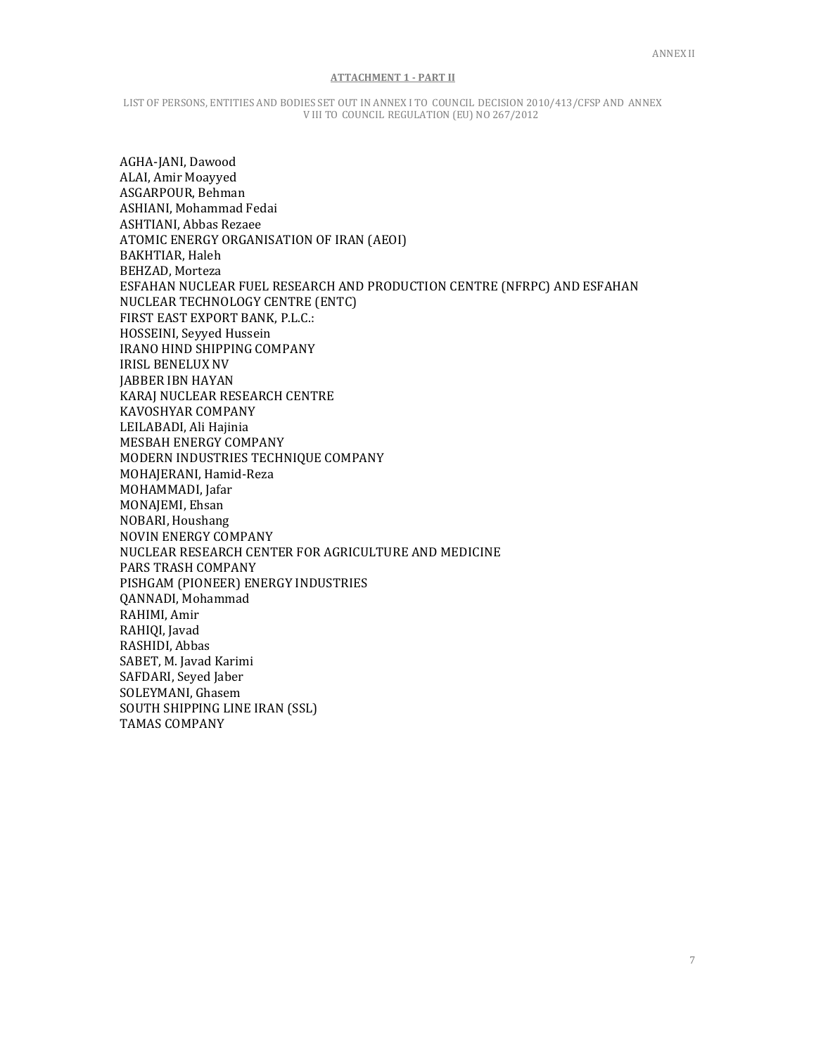ANNEX II

**ATTACHMENT 1 - PART II**

LIST OF PERSONS, ENTITIES AND BODIES SET OUT IN ANNEX I TO COUNCIL DECISION 2010/413/CFSP AND ANNEX VIII TO COUNCIL REGULATION (EU) NO 267/2012

AGHA-JANI, Dawood
ALAI, Amir Moayyed
ASGARPOUR, Behman
ASHIANI, Mohammad Fedai
ASHTIANI, Abbas Rezaee
ATOMIC ENERGY ORGANISATION OF IRAN (AEOI)
BAKHTIAR, Haleh
BEHZAD, Morteza
ESFAHAN NUCLEAR FUEL RESEARCH AND PRODUCTION CENTRE (NFRPC) AND ESFAHAN NUCLEAR TECHNOLOGY CENTRE (ENTC)
FIRST EAST EXPORT BANK, P.L.C.:
HOSSEINI, Seyyed Hussein
IRANO HIND SHIPPING COMPANY
IRISL BENELUX NV
JABBER IBN HAYAN
KARAJ NUCLEAR RESEARCH CENTRE
KAVOSHYAR COMPANY
LEILABADI, Ali Hajinia
MESBAH ENERGY COMPANY
MODERN INDUSTRIES TECHNIQUE COMPANY
MOHAJERANI, Hamid-Reza
MOHAMMADI, Jafar
MONAJEMI, Ehsan
NOBARI, Houshang
NOVIN ENERGY COMPANY
NUCLEAR RESEARCH CENTER FOR AGRICULTURE AND MEDICINE
PARS TRASH COMPANY
PISHGAM (PIONEER) ENERGY INDUSTRIES
QANNADI, Mohammad
RAHIMI, Amir
RAHIQI, Javad
RASHIDI, Abbas
SABET, M. Javad Karimi
SAFDARI, Seyed Jaber
SOLEYMANI, Ghasem
SOUTH SHIPPING LINE IRAN (SSL)
TAMAS COMPANY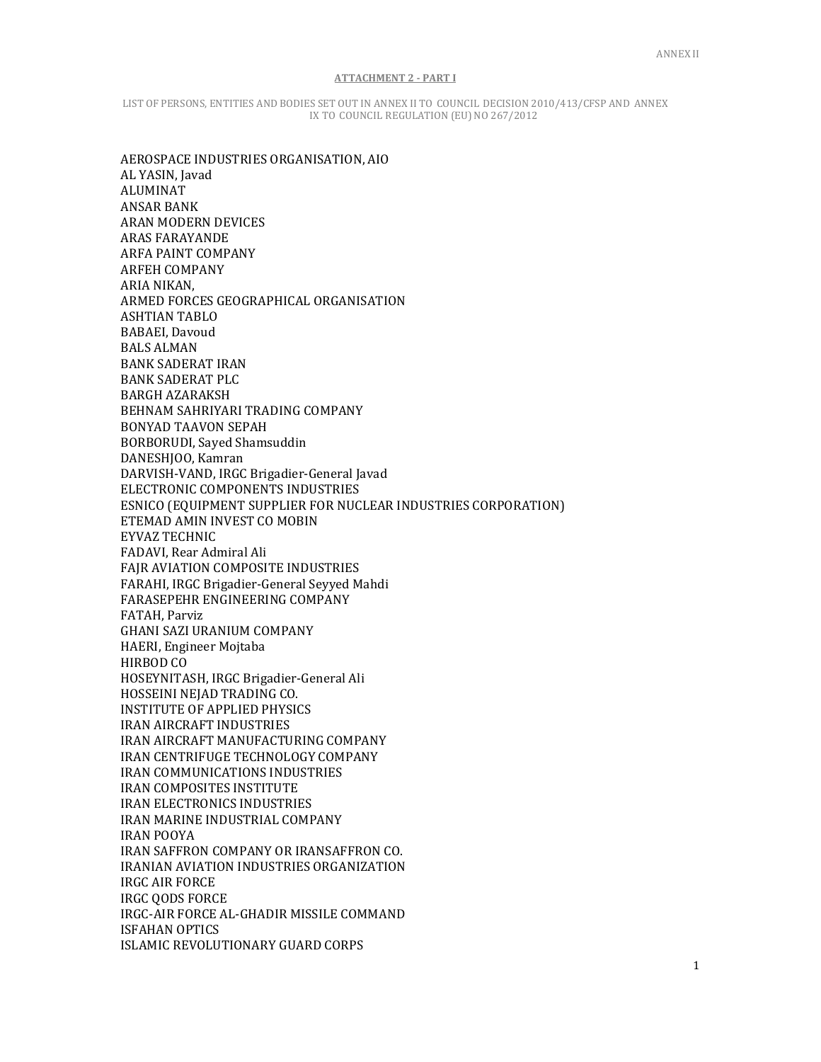ANNEX II

**ATTACHMENT 2 - PART I**

LIST OF PERSONS, ENTITIES AND BODIES SET OUT IN ANNEX II TO COUNCIL DECISION 2010/413/CFSP AND ANNEX IX TO COUNCIL REGULATION (EU) NO 267/2012

AEROSPACE INDUSTRIES ORGANISATION, AIO
AL YASIN, Javad
ALUMINAT
ANSAR BANK
ARAN MODERN DEVICES
ARAS FARAYANDE
ARFA PAINT COMPANY
ARFEH COMPANY
ARIA NIKAN,
ARMED FORCES GEOGRAPHICAL ORGANISATION
ASHTIAN TABLO
BABAEI, Davoud
BALS ALMAN
BANK SADERAT IRAN
BANK SADERAT PLC
BARGH AZARAKSH
BEHNAM SAHRIYARI TRADING COMPANY
BONYAD TAAVON SEPAH
BORBORUDI, Sayed Shamsuddin
DANESHJOO, Kamran
DARVISH-VAND, IRGC Brigadier-General Javad
ELECTRONIC COMPONENTS INDUSTRIES
ESNICO (EQUIPMENT SUPPLIER FOR NUCLEAR INDUSTRIES CORPORATION)
ETEMAD AMIN INVEST CO MOBIN
EYVAZ TECHNIC
FADAVI, Rear Admiral Ali
FAJR AVIATION COMPOSITE INDUSTRIES
FARAHI, IRGC Brigadier-General Seyyed Mahdi
FARASEPEHR ENGINEERING COMPANY
FATAH, Parviz
GHANI SAZI URANIUM COMPANY
HAERI, Engineer Mojtaba
HIRBOD CO
HOSEYNITASH, IRGC Brigadier-General Ali
HOSSEINI NEJAD TRADING CO.
INSTITUTE OF APPLIED PHYSICS
IRAN AIRCRAFT INDUSTRIES
IRAN AIRCRAFT MANUFACTURING COMPANY
IRAN CENTRIFUGE TECHNOLOGY COMPANY
IRAN COMMUNICATIONS INDUSTRIES
IRAN COMPOSITES INSTITUTE
IRAN ELECTRONICS INDUSTRIES
IRAN MARINE INDUSTRIAL COMPANY
IRAN POOYA
IRAN SAFFRON COMPANY OR IRANSAFFRON CO.
IRANIAN AVIATION INDUSTRIES ORGANIZATION
IRGC AIR FORCE
IRGC QODS FORCE
IRGC-AIR FORCE AL-GHADIR MISSILE COMMAND
ISFAHAN OPTICS
ISLAMIC REVOLUTIONARY GUARD CORPS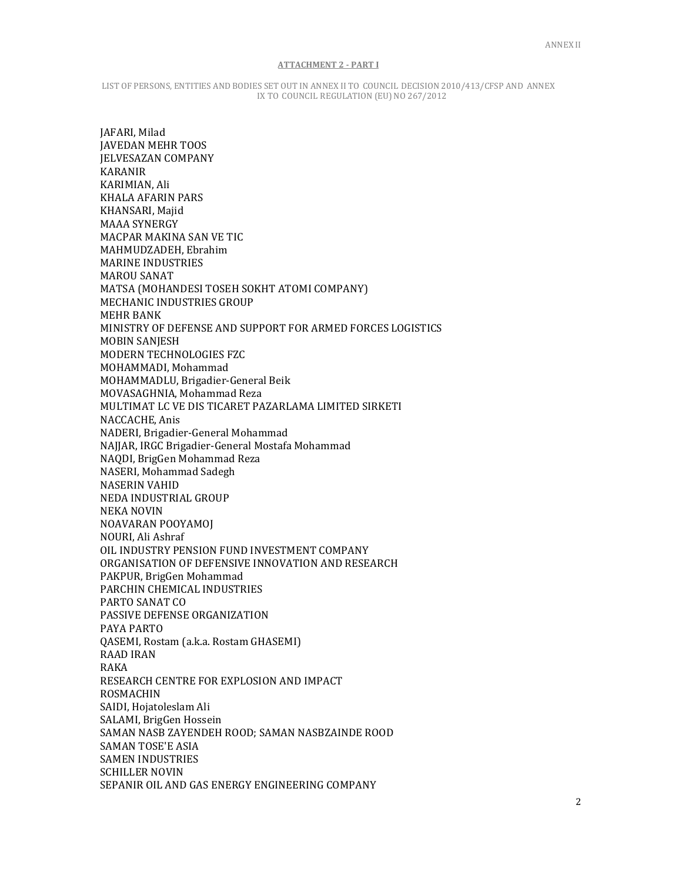**ATTACHMENT 2 - PART I**

LIST OF PERSONS, ENTITIES AND BODIES SET OUT IN ANNEX II TO COUNCIL DECISION 2010/413/CFSP AND ANNEX IX TO COUNCIL REGULATION (EU) NO 267/2012

JAFARI, Milad
JAVEDAN MEHR TOOS
JELVESAZAN COMPANY
KARANIR
KARIMIAN, Ali
KHALA AFARIN PARS
KHANSARI, Majid
MAAA SYNERGY
MACPAR MAKINA SAN VE TIC
MAHMUDZADEH, Ebrahim
MARINE INDUSTRIES
MAROU SANAT
MATSA (MOHANDESI TOSEH SOKHT ATOMI COMPANY)
MECHANIC INDUSTRIES GROUP
MEHR BANK
MINISTRY OF DEFENSE AND SUPPORT FOR ARMED FORCES LOGISTICS
MOBIN SANJESH
MODERN TECHNOLOGIES FZC
MOHAMMADI, Mohammad
MOHAMMADLU, Brigadier-General Beik
MOVASAGHNIA, Mohammad Reza
MULTIMAT LC VE DIS TICARET PAZARLAMA LIMITED SIRKETI
NACCACHE, Anis
NADERI, Brigadier-General Mohammad
NAJJAR, IRGC Brigadier-General Mostafa Mohammad
NAQDI, BrigGen Mohammad Reza
NASERI, Mohammad Sadegh
NASERIN VAHID
NEDA INDUSTRIAL GROUP
NEKA NOVIN
NOAVARAN POOYAMOJ
NOURI, Ali Ashraf
OIL INDUSTRY PENSION FUND INVESTMENT COMPANY
ORGANISATION OF DEFENSIVE INNOVATION AND RESEARCH
PAKPUR, BrigGen Mohammad
PARCHIN CHEMICAL INDUSTRIES
PARTO SANAT CO
PASSIVE DEFENSE ORGANIZATION
PAYA PARTO
QASEMI, Rostam (a.k.a. Rostam GHASEMI)
RAAD IRAN
RAKA
RESEARCH CENTRE FOR EXPLOSION AND IMPACT
ROSMACHIN
SAIDI, Hojatoleslam Ali
SALAMI, BrigGen Hossein
SAMAN NASB ZAYENDEH ROOD; SAMAN NASBZAINDE ROOD
SAMAN TOSE'E ASIA
SAMEN INDUSTRIES
SCHILLER NOVIN
SEPANIR OIL AND GAS ENERGY ENGINEERING COMPANY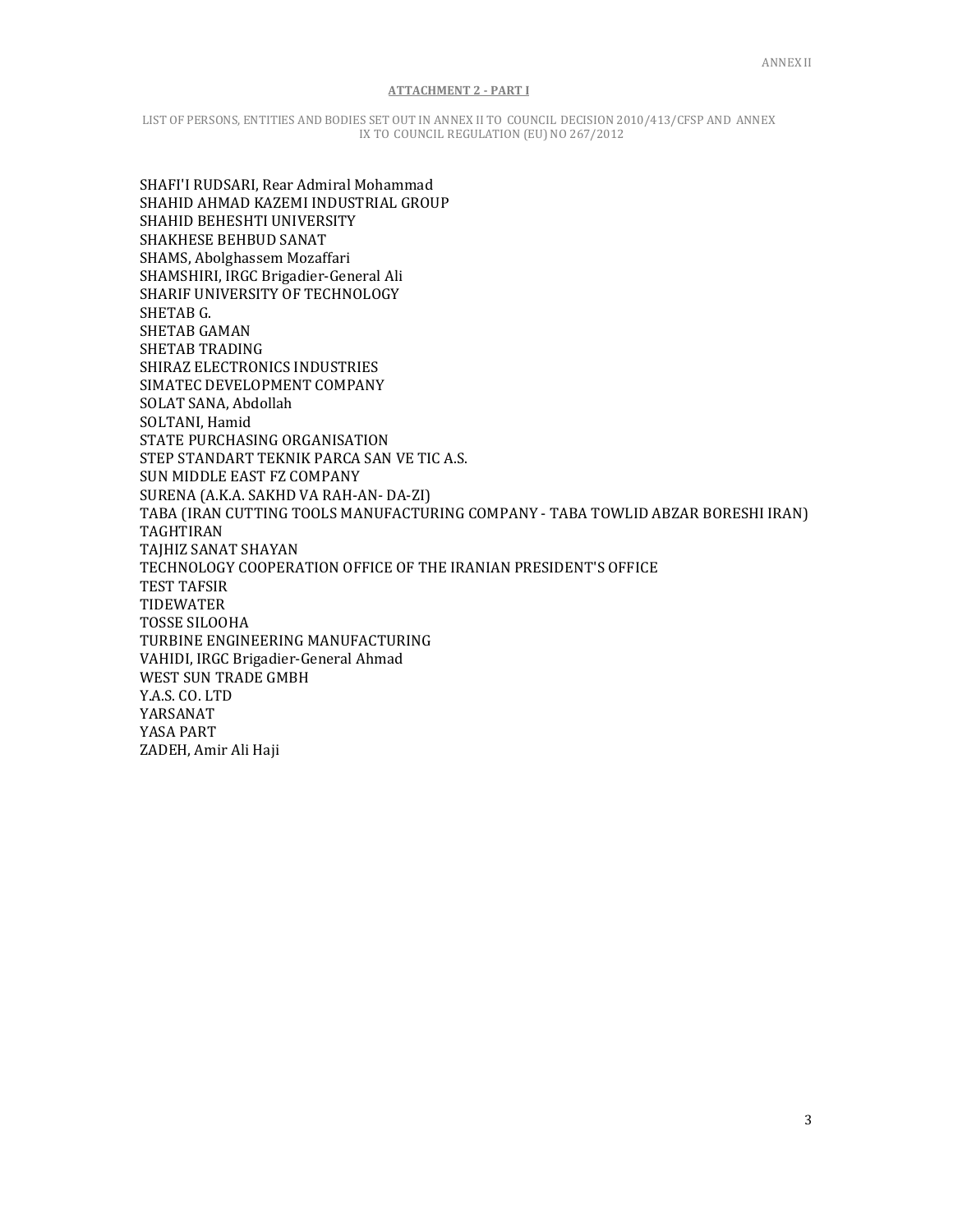**ATTACHMENT 2 - PART I**

LIST OF PERSONS, ENTITIES AND BODIES SET OUT IN ANNEX II TO COUNCIL DECISION 2010/413/CFSP AND ANNEX IX TO COUNCIL REGULATION (EU) NO 267/2012

SHAFI'I RUDSARI, Rear Admiral Mohammad
SHAHID AHMAD KAZEMI INDUSTRIAL GROUP
SHAHID BEHESHTI UNIVERSITY
SHAKHESE BEHBUD SANAT
SHAMS, Abolghassem Mozaffari
SHAMSHIRI, IRGC Brigadier-General Ali
SHARIF UNIVERSITY OF TECHNOLOGY
SHETAB G.
SHETAB GAMAN
SHETAB TRADING
SHIRAZ ELECTRONICS INDUSTRIES
SIMATEC DEVELOPMENT COMPANY
SOLAT SANA, Abdollah
SOLTANI, Hamid
STATE PURCHASING ORGANISATION
STEP STANDART TEKNIK PARCA SAN VE TIC A.S.
SUN MIDDLE EAST FZ COMPANY
SURENA (A.K.A. SAKHD VA RAH-AN- DA-ZI)
TABA (IRAN CUTTING TOOLS MANUFACTURING COMPANY - TABA TOWLID ABZAR BORESHI IRAN)
TAGHTIRAN
TAJHIZ SANAT SHAYAN
TECHNOLOGY COOPERATION OFFICE OF THE IRANIAN PRESIDENT'S OFFICE
TEST TAFSIR
TIDEWATER
TOSSE SILOOHA
TURBINE ENGINEERING MANUFACTURING
VAHIDI, IRGC Brigadier-General Ahmad
WEST SUN TRADE GMBH
Y.A.S. CO. LTD
YARSANAT
YASA PART
ZADEH, Amir Ali Haji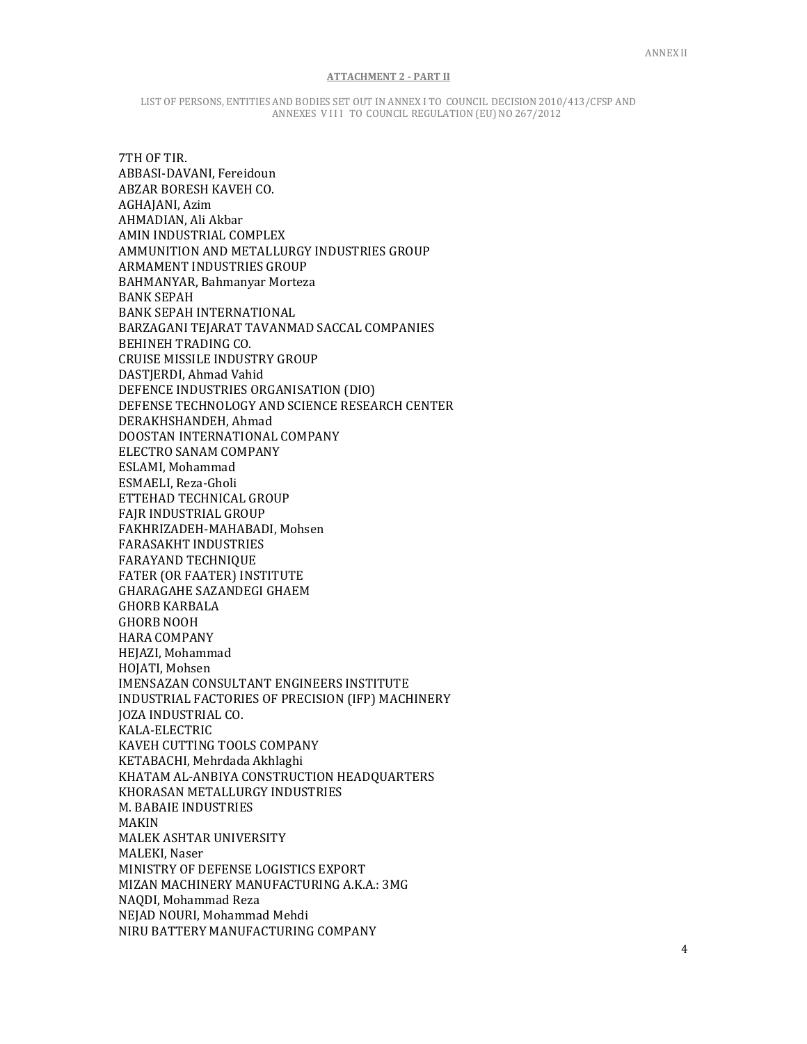ANNEX II

**ATTACHMENT 2 - PART II**

LIST OF PERSONS, ENTITIES AND BODIES SET OUT IN ANNEX I TO COUNCIL DECISION 2010/413/CFSP AND ANNEXES V I I I TO COUNCIL REGULATION (EU) NO 267/2012

7TH OF TIR.
ABBASI-DAVANI, Fereidoun
ABZAR BORESH KAVEH CO.
AGHAJANI, Azim
AHMADIAN, Ali Akbar
AMIN INDUSTRIAL COMPLEX
AMMUNITION AND METALLURGY INDUSTRIES GROUP
ARMAMENT INDUSTRIES GROUP
BAHMANYAR, Bahmanyar Morteza
BANK SEPAH
BANK SEPAH INTERNATIONAL
BARZAGANI TEJARAT TAVANMAD SACCAL COMPANIES
BEHINEH TRADING CO.
CRUISE MISSILE INDUSTRY GROUP
DASTJERDI, Ahmad Vahid
DEFENCE INDUSTRIES ORGANISATION (DIO)
DEFENSE TECHNOLOGY AND SCIENCE RESEARCH CENTER
DERAKHSHANDEH, Ahmad
DOOSTAN INTERNATIONAL COMPANY
ELECTRO SANAM COMPANY
ESLAMI, Mohammad
ESMAELI, Reza-Gholi
ETTEHAD TECHNICAL GROUP
FAJR INDUSTRIAL GROUP
FAKHRIZADEH-MAHABADI, Mohsen
FARASAKHT INDUSTRIES
FARAYAND TECHNIQUE
FATER (OR FAATER) INSTITUTE
GHARAGAHE SAZANDEGI GHAEM
GHORB KARBALA
GHORB NOOH
HARA COMPANY
HEJAZI, Mohammad
HOJATI, Mohsen
IMENSAZAN CONSULTANT ENGINEERS INSTITUTE
INDUSTRIAL FACTORIES OF PRECISION (IFP) MACHINERY
JOZA INDUSTRIAL CO.
KALA-ELECTRIC
KAVEH CUTTING TOOLS COMPANY
KETABACHI, Mehrdada Akhlaghi
KHATAM AL-ANBIYA CONSTRUCTION HEADQUARTERS
KHORASAN METALLURGY INDUSTRIES
M. BABAIE INDUSTRIES
MAKIN
MALEK ASHTAR UNIVERSITY
MALEKI, Naser
MINISTRY OF DEFENSE LOGISTICS EXPORT
MIZAN MACHINERY MANUFACTURING A.K.A.: 3MG
NAQDI, Mohammad Reza
NEJAD NOURI, Mohammad Mehdi
NIRU BATTERY MANUFACTURING COMPANY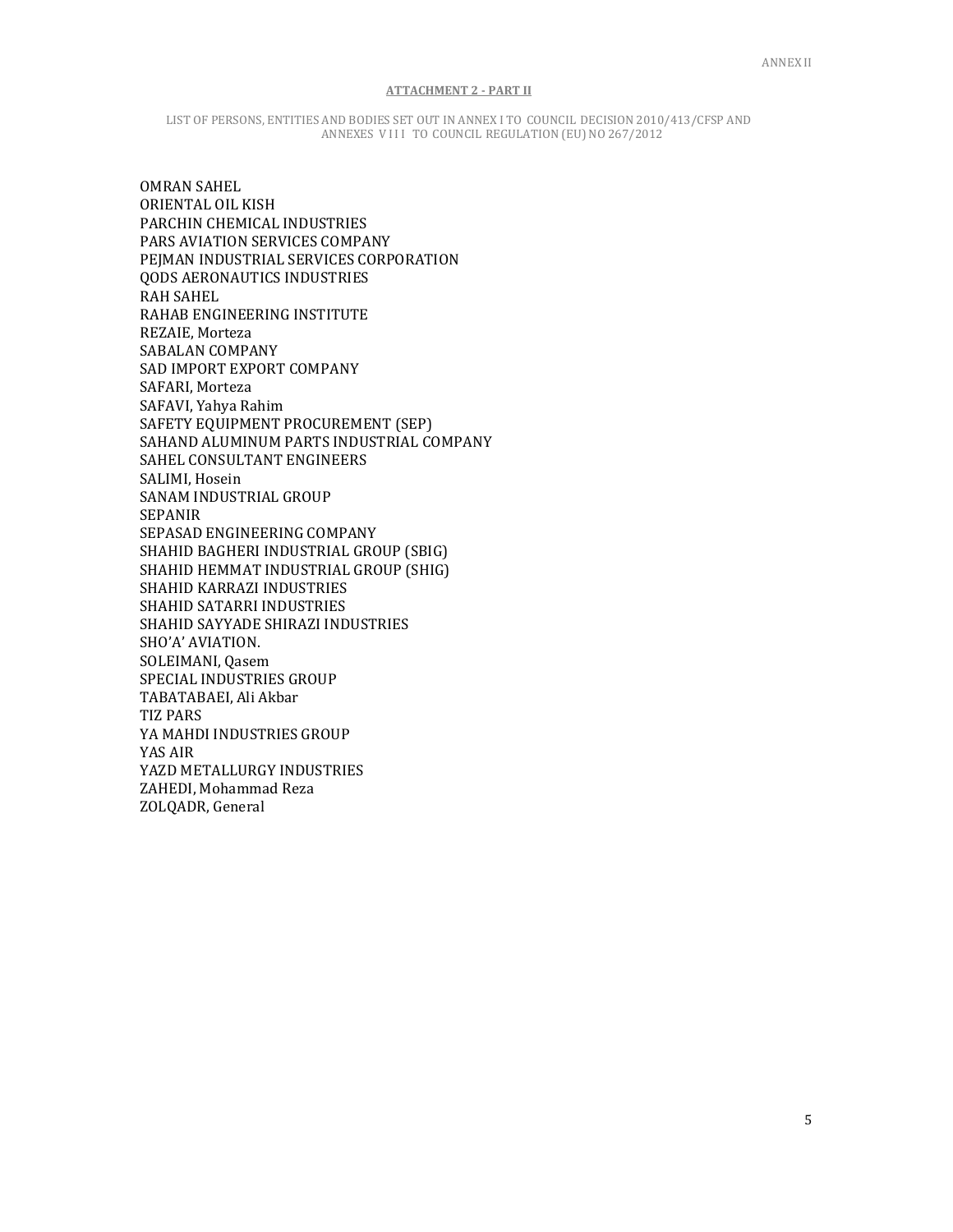ANNEX II

**ATTACHMENT 2 - PART II**

LIST OF PERSONS, ENTITIES AND BODIES SET OUT IN ANNEX I TO COUNCIL DECISION 2010/413/CFSP AND ANNEXES VIII TO COUNCIL REGULATION (EU) NO 267/2012

OMRAN SAHEL
ORIENTAL OIL KISH
PARCHIN CHEMICAL INDUSTRIES
PARS AVIATION SERVICES COMPANY
PEJMAN INDUSTRIAL SERVICES CORPORATION
QODS AERONAUTICS INDUSTRIES
RAH SAHEL
RAHAB ENGINEERING INSTITUTE
REZAIE, Morteza
SABALAN COMPANY
SAD IMPORT EXPORT COMPANY
SAFARI, Morteza
SAFAVI, Yahya Rahim
SAFETY EQUIPMENT PROCUREMENT (SEP)
SAHAND ALUMINUM PARTS INDUSTRIAL COMPANY
SAHEL CONSULTANT ENGINEERS
SALIMI, Hosein
SANAM INDUSTRIAL GROUP
SEPANIR
SEPASAD ENGINEERING COMPANY
SHAHID BAGHERI INDUSTRIAL GROUP (SBIG)
SHAHID HEMMAT INDUSTRIAL GROUP (SHIG)
SHAHID KARRAZI INDUSTRIES
SHAHID SATARRI INDUSTRIES
SHAHID SAYYADE SHIRAZI INDUSTRIES
SHO'A' AVIATION.
SOLEIMANI, Qasem
SPECIAL INDUSTRIES GROUP
TABATABAEI, Ali Akbar
TIZ PARS
YA MAHDI INDUSTRIES GROUP
YAS AIR
YAZD METALLURGY INDUSTRIES
ZAHEDI, Mohammad Reza
ZOLQADR, General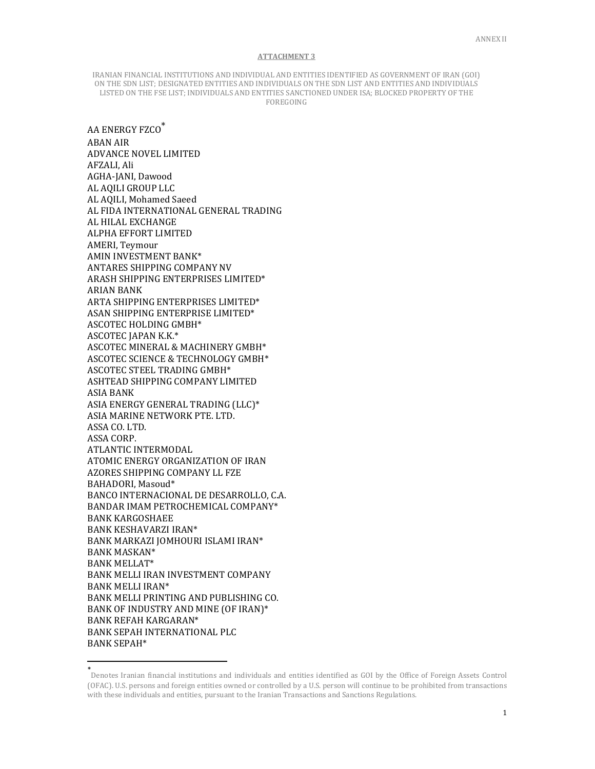ANNEX II

**ATTACHMENT 3**

IRANIAN FINANCIAL INSTITUTIONS AND INDIVIDUAL AND ENTITIES IDENTIFIED AS GOVERNMENT OF IRAN (GOI) ON THE SDN LIST; DESIGNATED ENTITIES AND INDIVIDUALS ON THE SDN LIST AND ENTITIES AND INDIVIDUALS LISTED ON THE FSE LIST; INDIVIDUALS AND ENTITIES SANCTIONED UNDER ISA; BLOCKED PROPERTY OF THE FOREGOING

AA ENERGY FZCO[*]
ABAN AIR
ADVANCE NOVEL LIMITED
AFZALI, Ali
AGHA-JANI, Dawood
AL AQILI GROUP LLC
AL AQILI, Mohamed Saeed
AL FIDA INTERNATIONAL GENERAL TRADING
AL HILAL EXCHANGE
ALPHA EFFORT LIMITED
AMERI, Teymour
AMIN INVESTMENT BANK*
ANTARES SHIPPING COMPANY NV
ARASH SHIPPING ENTERPRISES LIMITED*
ARIAN BANK
ARTA SHIPPING ENTERPRISES LIMITED*
ASAN SHIPPING ENTERPRISE LIMITED*
ASCOTEC HOLDING GMBH*
ASCOTEC JAPAN K.K.*
ASCOTEC MINERAL & MACHINERY GMBH*
ASCOTEC SCIENCE & TECHNOLOGY GMBH*
ASCOTEC STEEL TRADING GMBH*
ASHTEAD SHIPPING COMPANY LIMITED
ASIA BANK
ASIA ENERGY GENERAL TRADING (LLC)*
ASIA MARINE NETWORK PTE. LTD.
ASSA CO. LTD.
ASSA CORP.
ATLANTIC INTERMODAL
ATOMIC ENERGY ORGANIZATION OF IRAN
AZORES SHIPPING COMPANY LL FZE
BAHADORI, Masoud*
BANCO INTERNACIONAL DE DESARROLLO, C.A.
BANDAR IMAM PETROCHEMICAL COMPANY*
BANK KARGOSHAEE
BANK KESHAVARZI IRAN*
BANK MARKAZI JOMHOURI ISLAMI IRAN*
BANK MASKAN*
BANK MELLAT*
BANK MELLI IRAN INVESTMENT COMPANY
BANK MELLI IRAN*
BANK MELLI PRINTING AND PUBLISHING CO.
BANK OF INDUSTRY AND MINE (OF IRAN)*
BANK REFAH KARGARAN*
BANK SEPAH INTERNATIONAL PLC
BANK SEPAH*

---

[*] Denotes Iranian financial institutions and individuals and entities identified as GOI by the Office of Foreign Assets Control (OFAC). U.S. persons and foreign entities owned or controlled by a U.S. person will continue to be prohibited from transactions with these individuals and entities, pursuant to the Iranian Transactions and Sanctions Regulations.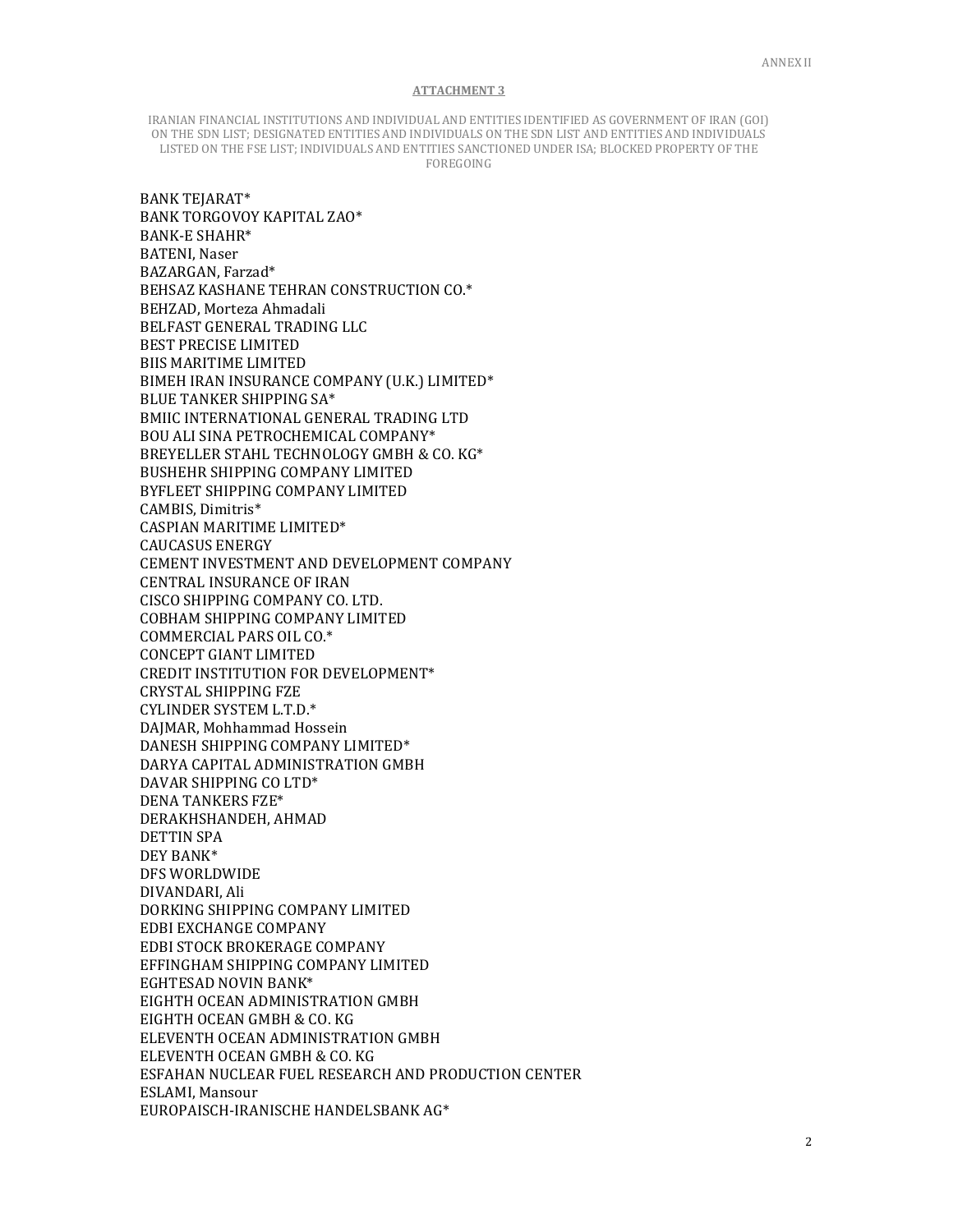**ATTACHMENT 3**

IRANIAN FINANCIAL INSTITUTIONS AND INDIVIDUAL AND ENTITIES IDENTIFIED AS GOVERNMENT OF IRAN (GOI) ON THE SDN LIST; DESIGNATED ENTITIES AND INDIVIDUALS ON THE SDN LIST AND ENTITIES AND INDIVIDUALS LISTED ON THE FSE LIST; INDIVIDUALS AND ENTITIES SANCTIONED UNDER ISA; BLOCKED PROPERTY OF THE FOREGOING

BANK TEJARAT*
BANK TORGOVOY KAPITAL ZAO*
BANK-E SHAHR*
BATENI, Naser
BAZARGAN, Farzad*
BEHSAZ KASHANE TEHRAN CONSTRUCTION CO.*
BEHZAD, Morteza Ahmadali
BELFAST GENERAL TRADING LLC
BEST PRECISE LIMITED
BIIS MARITIME LIMITED
BIMEH IRAN INSURANCE COMPANY (U.K.) LIMITED*
BLUE TANKER SHIPPING SA*
BMIIC INTERNATIONAL GENERAL TRADING LTD
BOU ALI SINA PETROCHEMICAL COMPANY*
BREYELLER STAHL TECHNOLOGY GMBH & CO. KG*
BUSHEHR SHIPPING COMPANY LIMITED
BYFLEET SHIPPING COMPANY LIMITED
CAMBIS, Dimitris*
CASPIAN MARITIME LIMITED*
CAUCASUS ENERGY
CEMENT INVESTMENT AND DEVELOPMENT COMPANY
CENTRAL INSURANCE OF IRAN
CISCO SHIPPING COMPANY CO. LTD.
COBHAM SHIPPING COMPANY LIMITED
COMMERCIAL PARS OIL CO.*
CONCEPT GIANT LIMITED
CREDIT INSTITUTION FOR DEVELOPMENT*
CRYSTAL SHIPPING FZE
CYLINDER SYSTEM L.T.D.*
DAJMAR, Mohammad Hossein
DANESH SHIPPING COMPANY LIMITED*
DARYA CAPITAL ADMINISTRATION GMBH
DAVAR SHIPPING CO LTD*
DENA TANKERS FZE*
DERAKHSHANDEH, AHMAD
DETTIN SPA
DEY BANK*
DFS WORLDWIDE
DIVANDARI, Ali
DORKING SHIPPING COMPANY LIMITED
EDBI EXCHANGE COMPANY
EDBI STOCK BROKERAGE COMPANY
EFFINGHAM SHIPPING COMPANY LIMITED
EGHTESAD NOVIN BANK*
EIGHTH OCEAN ADMINISTRATION GMBH
EIGHTH OCEAN GMBH & CO. KG
ELEVENTH OCEAN ADMINISTRATION GMBH
ELEVENTH OCEAN GMBH & CO. KG
ESFAHAN NUCLEAR FUEL RESEARCH AND PRODUCTION CENTER
ESLAMI, Mansour
EUROPAISCH-IRANISCHE HANDELSBANK AG*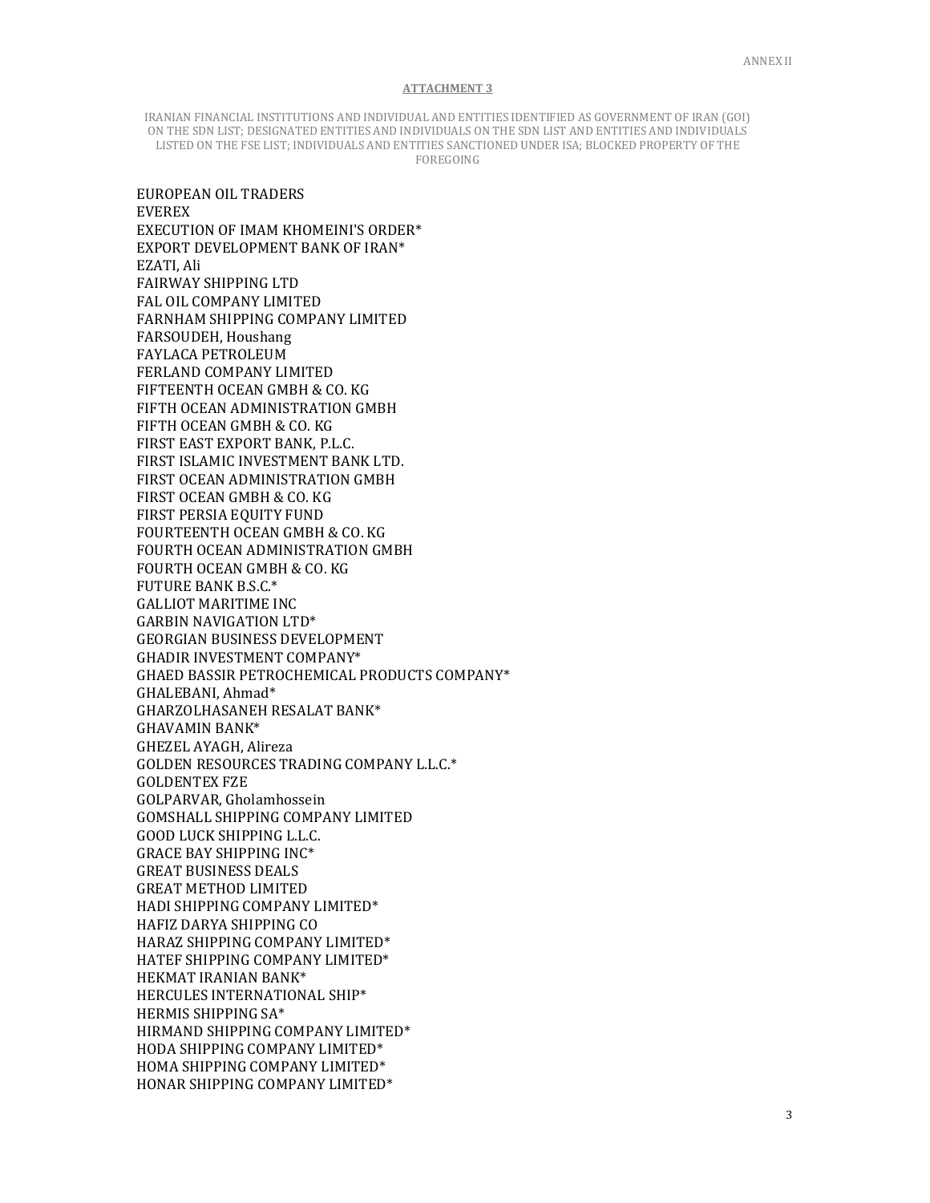ANNEX II

**ATTACHMENT 3**

IRANIAN FINANCIAL INSTITUTIONS AND INDIVIDUAL AND ENTITIES IDENTIFIED AS GOVERNMENT OF IRAN (GOI) ON THE SDN LIST; DESIGNATED ENTITIES AND INDIVIDUALS ON THE SDN LIST AND ENTITIES AND INDIVIDUALS LISTED ON THE FSE LIST; INDIVIDUALS AND ENTITIES SANCTIONED UNDER ISA; BLOCKED PROPERTY OF THE FOREGOING

EUROPEAN OIL TRADERS
EVEREX
EXECUTION OF IMAM KHOMEINI'S ORDER*
EXPORT DEVELOPMENT BANK OF IRAN*
EZATI, Ali
FAIRWAY SHIPPING LTD
FAL OIL COMPANY LIMITED
FARNHAM SHIPPING COMPANY LIMITED
FARSOUDEH, Houshang
FAYLACA PETROLEUM
FERLAND COMPANY LIMITED
FIFTEENTH OCEAN GMBH & CO. KG
FIFTH OCEAN ADMINISTRATION GMBH
FIFTH OCEAN GMBH & CO. KG
FIRST EAST EXPORT BANK, P.L.C.
FIRST ISLAMIC INVESTMENT BANK LTD.
FIRST OCEAN ADMINISTRATION GMBH
FIRST OCEAN GMBH & CO. KG
FIRST PERSIA EQUITY FUND
FOURTEENTH OCEAN GMBH & CO. KG
FOURTH OCEAN ADMINISTRATION GMBH
FOURTH OCEAN GMBH & CO. KG
FUTURE BANK B.S.C.*
GALLIOT MARITIME INC
GARBIN NAVIGATION LTD*
GEORGIAN BUSINESS DEVELOPMENT
GHADIR INVESTMENT COMPANY*
GHAED BASSIR PETROCHEMICAL PRODUCTS COMPANY*
GHALEBANI, Ahmad*
GHARZOLHASANEH RESALAT BANK*
GHAVAMIN BANK*
GHEZEL AYAGH, Alireza
GOLDEN RESOURCES TRADING COMPANY L.L.C.*
GOLDENTEX FZE
GOLPARVAR, Gholamhossein
GOMSHALL SHIPPING COMPANY LIMITED
GOOD LUCK SHIPPING L.L.C.
GRACE BAY SHIPPING INC*
GREAT BUSINESS DEALS
GREAT METHOD LIMITED
HADI SHIPPING COMPANY LIMITED*
HAFIZ DARYA SHIPPING CO
HARAZ SHIPPING COMPANY LIMITED*
HATEF SHIPPING COMPANY LIMITED*
HEKMAT IRANIAN BANK*
HERCULES INTERNATIONAL SHIP*
HERMIS SHIPPING SA*
HIRMAND SHIPPING COMPANY LIMITED*
HODA SHIPPING COMPANY LIMITED*
HOMA SHIPPING COMPANY LIMITED*
HONAR SHIPPING COMPANY LIMITED*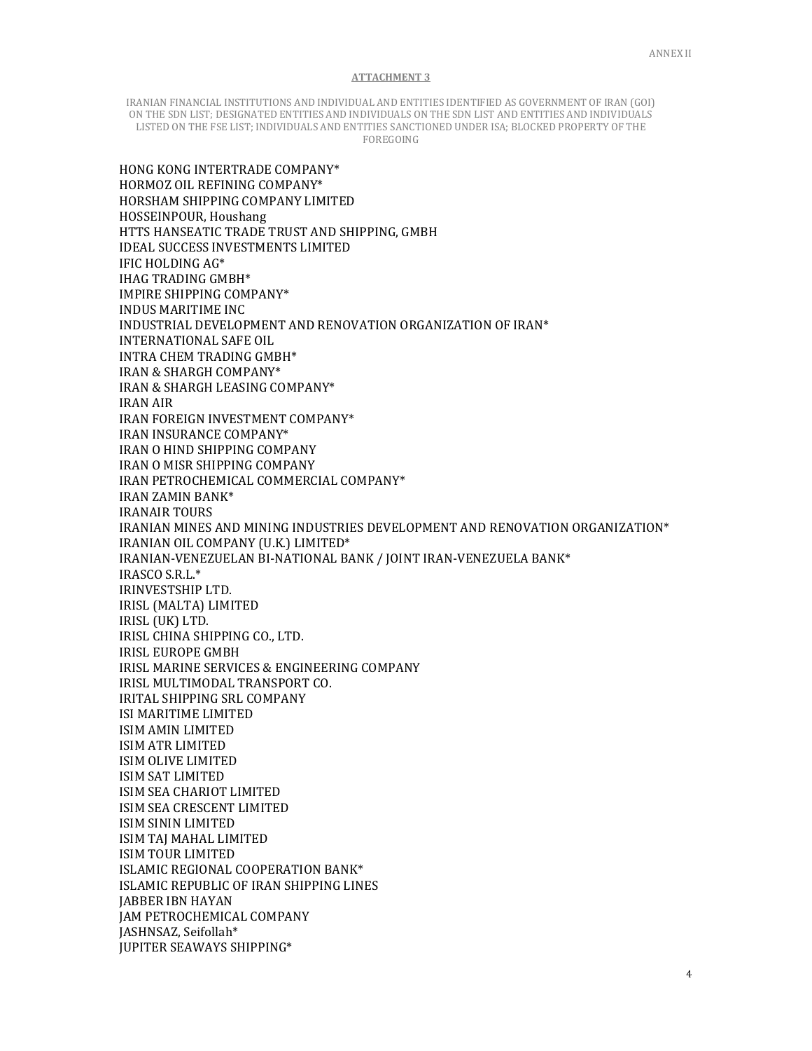ANNEX II

**ATTACHMENT 3**

IRANIAN FINANCIAL INSTITUTIONS AND INDIVIDUAL AND ENTITIES IDENTIFIED AS GOVERNMENT OF IRAN (GOI) ON THE SDN LIST; DESIGNATED ENTITIES AND INDIVIDUALS ON THE SDN LIST AND ENTITIES AND INDIVIDUALS LISTED ON THE FSE LIST; INDIVIDUALS AND ENTITIES SANCTIONED UNDER ISA; BLOCKED PROPERTY OF THE FOREGOING

HONG KONG INTERTRADE COMPANY*
HORMOZ OIL REFINING COMPANY*
HORSHAM SHIPPING COMPANY LIMITED
HOSSEINPOUR, Houshang
HTTS HANSEATIC TRADE TRUST AND SHIPPING, GMBH
IDEAL SUCCESS INVESTMENTS LIMITED
IFIC HOLDING AG*
IHAG TRADING GMBH*
IMPIRE SHIPPING COMPANY*
INDUS MARITIME INC
INDUSTRIAL DEVELOPMENT AND RENOVATION ORGANIZATION OF IRAN*
INTERNATIONAL SAFE OIL
INTRA CHEM TRADING GMBH*
IRAN & SHARGH COMPANY*
IRAN & SHARGH LEASING COMPANY*
IRAN AIR
IRAN FOREIGN INVESTMENT COMPANY*
IRAN INSURANCE COMPANY*
IRAN O HIND SHIPPING COMPANY
IRAN O MISR SHIPPING COMPANY
IRAN PETROCHEMICAL COMMERCIAL COMPANY*
IRAN ZAMIN BANK*
IRANAIR TOURS
IRANIAN MINES AND MINING INDUSTRIES DEVELOPMENT AND RENOVATION ORGANIZATION*
IRANIAN OIL COMPANY (U.K.) LIMITED*
IRANIAN-VENEZUELAN BI-NATIONAL BANK / JOINT IRAN-VENEZUELA BANK*
IRASCO S.R.L.*
IRINVESTSHIP LTD.
IRISL (MALTA) LIMITED
IRISL (UK) LTD.
IRISL CHINA SHIPPING CO., LTD.
IRISL EUROPE GMBH
IRISL MARINE SERVICES & ENGINEERING COMPANY
IRISL MULTIMODAL TRANSPORT CO.
IRITAL SHIPPING SRL COMPANY
ISI MARITIME LIMITED
ISIM AMIN LIMITED
ISIM ATR LIMITED
ISIM OLIVE LIMITED
ISIM SAT LIMITED
ISIM SEA CHARIOT LIMITED
ISIM SEA CRESCENT LIMITED
ISIM SININ LIMITED
ISIM TAJ MAHAL LIMITED
ISIM TOUR LIMITED
ISLAMIC REGIONAL COOPERATION BANK*
ISLAMIC REPUBLIC OF IRAN SHIPPING LINES
JABBER IBN HAYAN
JAM PETROCHEMICAL COMPANY
JASHNSAZ, Seifollah*
JUPITER SEAWAYS SHIPPING*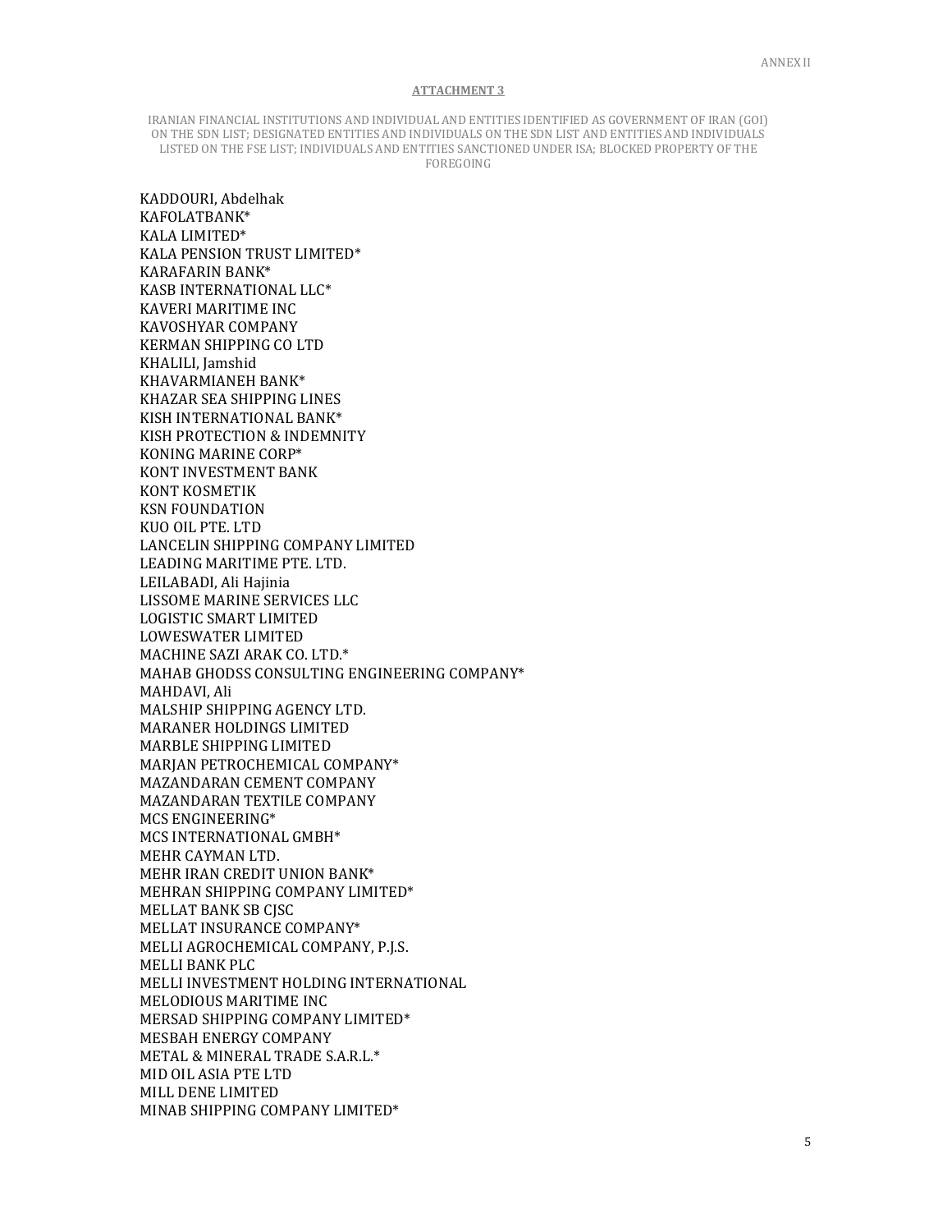**ATTACHMENT 3**

IRANIAN FINANCIAL INSTITUTIONS AND INDIVIDUAL AND ENTITIES IDENTIFIED AS GOVERNMENT OF IRAN (GOI) ON THE SDN LIST; DESIGNATED ENTITIES AND INDIVIDUALS ON THE SDN LIST AND ENTITIES AND INDIVIDUALS LISTED ON THE FSE LIST; INDIVIDUALS AND ENTITIES SANCTIONED UNDER ISA; BLOCKED PROPERTY OF THE FOREGOING

KADDOURI, Abdelhak
KAFOLATBANK*
KALA LIMITED*
KALA PENSION TRUST LIMITED*
KARAFARIN BANK*
KASB INTERNATIONAL LLC*
KAVERI MARITIME INC
KAVOSHYAR COMPANY
KERMAN SHIPPING CO LTD
KHALILI, Jamshid
KHAVARMIANEH BANK*
KHAZAR SEA SHIPPING LINES
KISH INTERNATIONAL BANK*
KISH PROTECTION & INDEMNITY
KONING MARINE CORP*
KONT INVESTMENT BANK
KONT KOSMETIK
KSN FOUNDATION
KUO OIL PTE. LTD
LANCELIN SHIPPING COMPANY LIMITED
LEADING MARITIME PTE. LTD.
LEILABADI, Ali Hajinia
LISSOME MARINE SERVICES LLC
LOGISTIC SMART LIMITED
LOWESWATER LIMITED
MACHINE SAZI ARAK CO. LTD.*
MAHAB GHODSS CONSULTING ENGINEERING COMPANY*
MAHDAVI, Ali
MALSHIP SHIPPING AGENCY LTD.
MARANER HOLDINGS LIMITED
MARBLE SHIPPING LIMITED
MARJAN PETROCHEMICAL COMPANY*
MAZANDARAN CEMENT COMPANY
MAZANDARAN TEXTILE COMPANY
MCS ENGINEERING*
MCS INTERNATIONAL GMBH*
MEHR CAYMAN LTD.
MEHR IRAN CREDIT UNION BANK*
MEHRAN SHIPPING COMPANY LIMITED*
MELLAT BANK SB CJSC
MELLAT INSURANCE COMPANY*
MELLI AGROCHEMICAL COMPANY, P.J.S.
MELLI BANK PLC
MELLI INVESTMENT HOLDING INTERNATIONAL
MELODIOUS MARITIME INC
MERSAD SHIPPING COMPANY LIMITED*
MESBAH ENERGY COMPANY
METAL & MINERAL TRADE S.A.R.L.*
MID OIL ASIA PTE LTD
MILL DENE LIMITED
MINAB SHIPPING COMPANY LIMITED*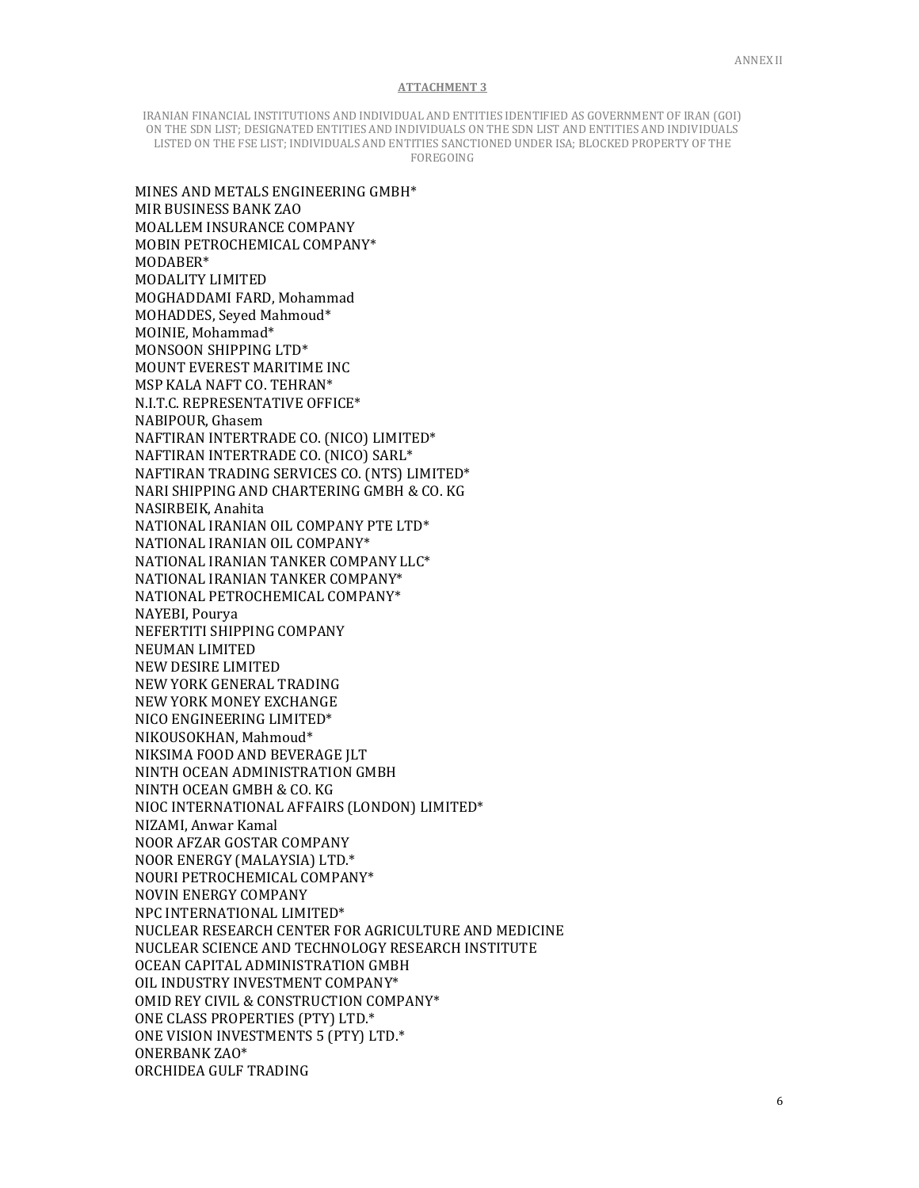## ATTACHMENT 3

IRANIAN FINANCIAL INSTITUTIONS AND INDIVIDUAL AND ENTITIES IDENTIFIED AS GOVERNMENT OF IRAN (GOI) ON THE SDN LIST; DESIGNATED ENTITIES AND INDIVIDUALS ON THE SDN LIST AND ENTITIES AND INDIVIDUALS LISTED ON THE FSE LIST; INDIVIDUALS AND ENTITIES SANCTIONED UNDER ISA; BLOCKED PROPERTY OF THE FOREGOING

MINES AND METALS ENGINEERING GMBH*
MIR BUSINESS BANK ZAO
MOALLEM INSURANCE COMPANY
MOBIN PETROCHEMICAL COMPANY*
MODABER*
MODALITY LIMITED
MOGHADDAMI FARD, Mohammad
MOHADDES, Seyed Mahmoud*
MOINIE, Mohammad*
MONSOON SHIPPING LTD*
MOUNT EVEREST MARITIME INC
MSP KALA NAFT CO. TEHRAN*
N.I.T.C. REPRESENTATIVE OFFICE*
NABIPOUR, Ghasem
NAFTIRAN INTERTRADE CO. (NICO) LIMITED*
NAFTIRAN INTERTRADE CO. (NICO) SARL*
NAFTIRAN TRADING SERVICES CO. (NTS) LIMITED*
NARI SHIPPING AND CHARTERING GMBH & CO. KG
NASIRBEIK, Anahita
NATIONAL IRANIAN OIL COMPANY PTE LTD*
NATIONAL IRANIAN OIL COMPANY*
NATIONAL IRANIAN TANKER COMPANY LLC*
NATIONAL IRANIAN TANKER COMPANY*
NATIONAL PETROCHEMICAL COMPANY*
NAYEBI, Pourya
NEFERTITI SHIPPING COMPANY
NEUMAN LIMITED
NEW DESIRE LIMITED
NEW YORK GENERAL TRADING
NEW YORK MONEY EXCHANGE
NICO ENGINEERING LIMITED*
NIKOUSOKHAN, Mahmoud*
NIKSIMA FOOD AND BEVERAGE JLT
NINTH OCEAN ADMINISTRATION GMBH
NINTH OCEAN GMBH & CO. KG
NIOC INTERNATIONAL AFFAIRS (LONDON) LIMITED*
NIZAMI, Anwar Kamal
NOOR AFZAR GOSTAR COMPANY
NOOR ENERGY (MALAYSIA) LTD.*
NOURI PETROCHEMICAL COMPANY*
NOVIN ENERGY COMPANY
NPC INTERNATIONAL LIMITED*
NUCLEAR RESEARCH CENTER FOR AGRICULTURE AND MEDICINE
NUCLEAR SCIENCE AND TECHNOLOGY RESEARCH INSTITUTE
OCEAN CAPITAL ADMINISTRATION GMBH
OIL INDUSTRY INVESTMENT COMPANY*
OMID REY CIVIL & CONSTRUCTION COMPANY*
ONE CLASS PROPERTIES (PTY) LTD.*
ONE VISION INVESTMENTS 5 (PTY) LTD.*
ONERBANK ZAO*
ORCHIDEA GULF TRADING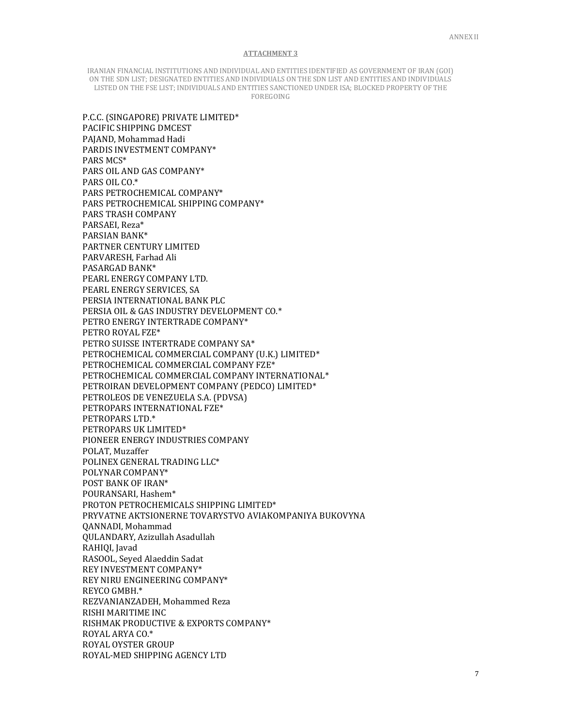**ATTACHMENT 3**

IRANIAN FINANCIAL INSTITUTIONS AND INDIVIDUAL AND ENTITIES IDENTIFIED AS GOVERNMENT OF IRAN (GOI) ON THE SDN LIST; DESIGNATED ENTITIES AND INDIVIDUALS ON THE SDN LIST AND ENTITIES AND INDIVIDUALS LISTED ON THE FSE LIST; INDIVIDUALS AND ENTITIES SANCTIONED UNDER ISA; BLOCKED PROPERTY OF THE FOREGOING

P.C.C. (SINGAPORE) PRIVATE LIMITED*
PACIFIC SHIPPING DMCEST
PAJAND, Mohammad Hadi
PARDIS INVESTMENT COMPANY*
PARS MCS*
PARS OIL AND GAS COMPANY*
PARS OIL CO.*
PARS PETROCHEMICAL COMPANY*
PARS PETROCHEMICAL SHIPPING COMPANY*
PARS TRASH COMPANY
PARSAEI, Reza*
PARSIAN BANK*
PARTNER CENTURY LIMITED
PARVARESH, Farhad Ali
PASARGAD BANK*
PEARL ENERGY COMPANY LTD.
PEARL ENERGY SERVICES, SA
PERSIA INTERNATIONAL BANK PLC
PERSIA OIL & GAS INDUSTRY DEVELOPMENT CO.*
PETRO ENERGY INTERTRADE COMPANY*
PETRO ROYAL FZE*
PETRO SUISSE INTERTRADE COMPANY SA*
PETROCHEMICAL COMMERCIAL COMPANY (U.K.) LIMITED*
PETROCHEMICAL COMMERCIAL COMPANY FZE*
PETROCHEMICAL COMMERCIAL COMPANY INTERNATIONAL*
PETROIRAN DEVELOPMENT COMPANY (PEDCO) LIMITED*
PETROLEOS DE VENEZUELA S.A. (PDVSA)
PETROPARS INTERNATIONAL FZE*
PETROPARS LTD.*
PETROPARS UK LIMITED*
PIONEER ENERGY INDUSTRIES COMPANY
POLAT, Muzaffer
POLINEX GENERAL TRADING LLC*
POLYNAR COMPANY*
POST BANK OF IRAN*
POURANSARI, Hashem*
PROTON PETROCHEMICALS SHIPPING LIMITED*
PRYVATNE AKTSIONERNE TOVARYSTVO AVIAKOMPANIYA BUKOVYNA
QANNADI, Mohammad
QULANDARY, Azizullah Asadullah
RAHIQI, Javad
RASOOL, Seyed Alaeddin Sadat
REY INVESTMENT COMPANY*
REY NIRU ENGINEERING COMPANY*
REYCO GMBH.*
REZVANIANZADEH, Mohammed Reza
RISHI MARITIME INC
RISHMAK PRODUCTIVE & EXPORTS COMPANY*
ROYAL ARYA CO.*
ROYAL OYSTER GROUP
ROYAL-MED SHIPPING AGENCY LTD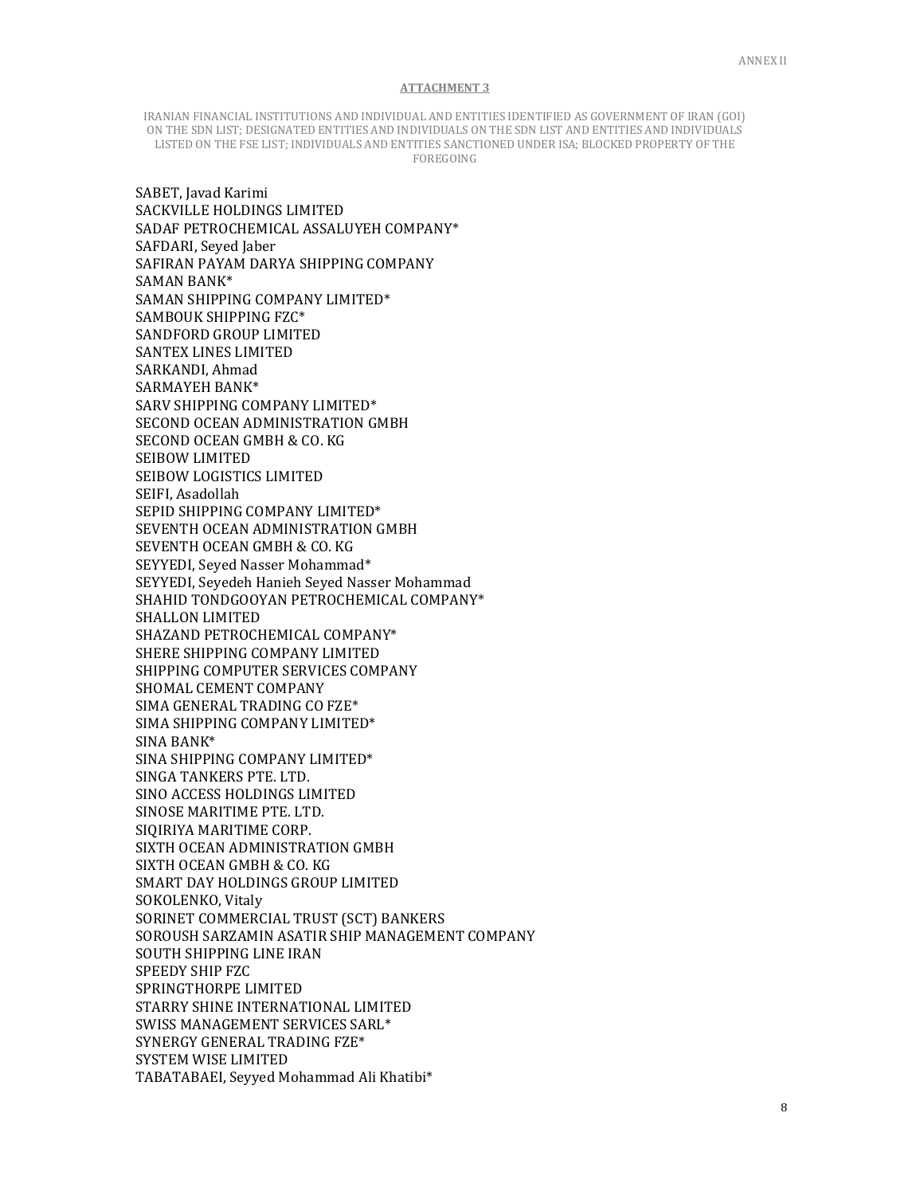**ATTACHMENT 3**

IRANIAN FINANCIAL INSTITUTIONS AND INDIVIDUAL AND ENTITIES IDENTIFIED AS GOVERNMENT OF IRAN (GOI) ON THE SDN LIST; DESIGNATED ENTITIES AND INDIVIDUALS ON THE SDN LIST AND ENTITIES AND INDIVIDUALS LISTED ON THE FSE LIST; INDIVIDUALS AND ENTITIES SANCTIONED UNDER ISA; BLOCKED PROPERTY OF THE FOREGOING

SABET, Javad Karimi
SACKVILLE HOLDINGS LIMITED
SADAF PETROCHEMICAL ASSALUYEH COMPANY*
SAFDARI, Seyed Jaber
SAFIRAN PAYAM DARYA SHIPPING COMPANY
SAMAN BANK*
SAMAN SHIPPING COMPANY LIMITED*
SAMBOUK SHIPPING FZC*
SANDFORD GROUP LIMITED
SANTEX LINES LIMITED
SARKANDI, Ahmad
SARMAYEH BANK*
SARV SHIPPING COMPANY LIMITED*
SECOND OCEAN ADMINISTRATION GMBH
SECOND OCEAN GMBH & CO. KG
SEIBOW LIMITED
SEIBOW LOGISTICS LIMITED
SEIFI, Asadollah
SEPID SHIPPING COMPANY LIMITED*
SEVENTH OCEAN ADMINISTRATION GMBH
SEVENTH OCEAN GMBH & CO. KG
SEYYEDI, Seyed Nasser Mohammad*
SEYYEDI, Seyedeh Hanieh Seyed Nasser Mohammad
SHAHID TONDGOOYAN PETROCHEMICAL COMPANY*
SHALLON LIMITED
SHAZAND PETROCHEMICAL COMPANY*
SHERE SHIPPING COMPANY LIMITED
SHIPPING COMPUTER SERVICES COMPANY
SHOMAL CEMENT COMPANY
SIMA GENERAL TRADING CO FZE*
SIMA SHIPPING COMPANY LIMITED*
SINA BANK*
SINA SHIPPING COMPANY LIMITED*
SINGA TANKERS PTE. LTD.
SINO ACCESS HOLDINGS LIMITED
SINOSE MARITIME PTE. LTD.
SIQIRIYA MARITIME CORP.
SIXTH OCEAN ADMINISTRATION GMBH
SIXTH OCEAN GMBH & CO. KG
SMART DAY HOLDINGS GROUP LIMITED
SOKOLENKO, Vitaly
SORINET COMMERCIAL TRUST (SCT) BANKERS
SOROUSH SARZAMIN ASATIR SHIP MANAGEMENT COMPANY
SOUTH SHIPPING LINE IRAN
SPEEDY SHIP FZC
SPRINGTHORPE LIMITED
STARRY SHINE INTERNATIONAL LIMITED
SWISS MANAGEMENT SERVICES SARL*
SYNERGY GENERAL TRADING FZE*
SYSTEM WISE LIMITED
TABATABAEI, Seyyed Mohammad Ali Khatibi*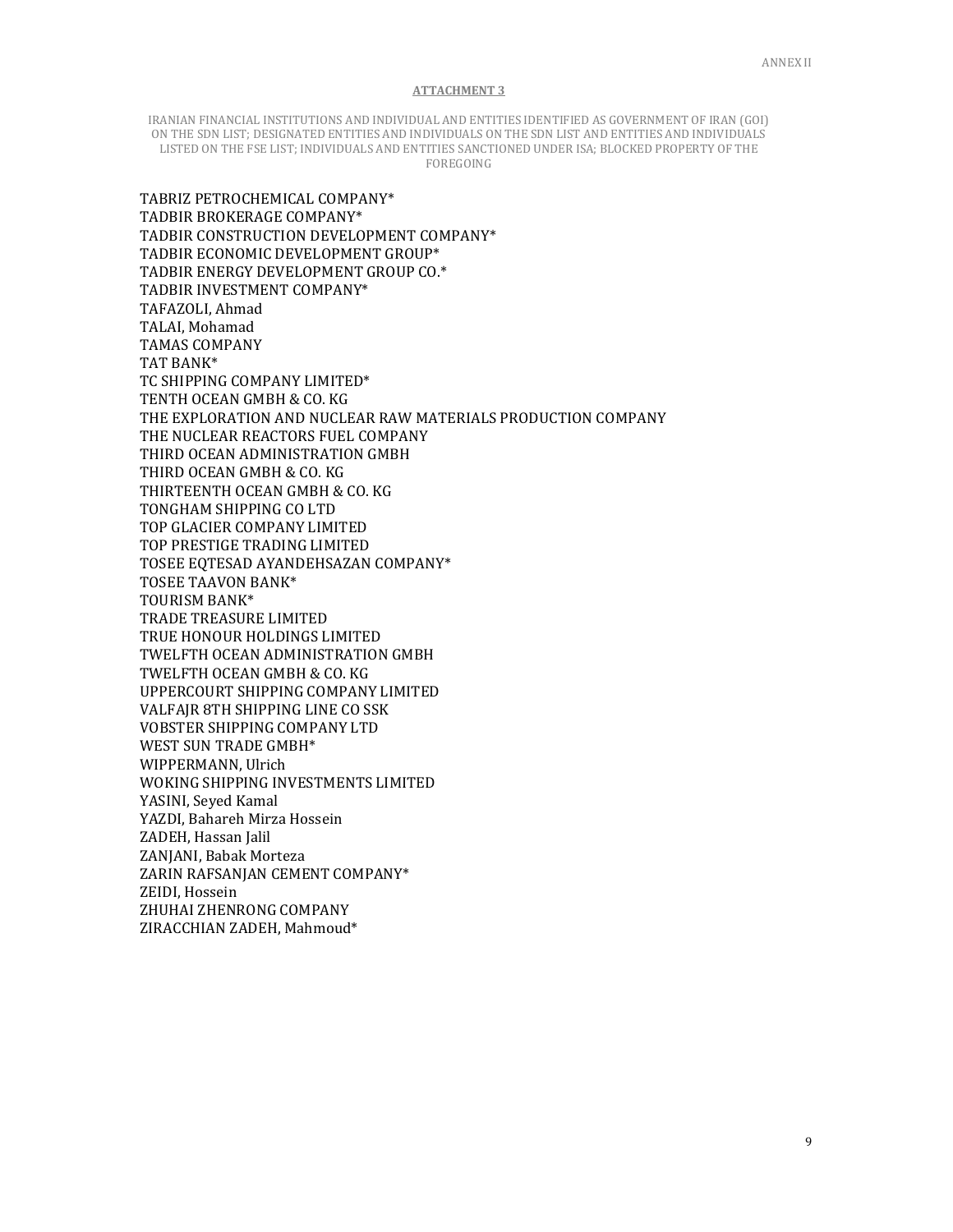**ATTACHMENT 3**

IRANIAN FINANCIAL INSTITUTIONS AND INDIVIDUAL AND ENTITIES IDENTIFIED AS GOVERNMENT OF IRAN (GOI) ON THE SDN LIST; DESIGNATED ENTITIES AND INDIVIDUALS ON THE SDN LIST AND ENTITIES AND INDIVIDUALS LISTED ON THE FSE LIST; INDIVIDUALS AND ENTITIES SANCTIONED UNDER ISA; BLOCKED PROPERTY OF THE FOREGOING

TABRIZ PETROCHEMICAL COMPANY*
TADBIR BROKERAGE COMPANY*
TADBIR CONSTRUCTION DEVELOPMENT COMPANY*
TADBIR ECONOMIC DEVELOPMENT GROUP*
TADBIR ENERGY DEVELOPMENT GROUP CO.*
TADBIR INVESTMENT COMPANY*
TAFAZOLI, Ahmad
TALAI, Mohamad
TAMAS COMPANY
TAT BANK*
TC SHIPPING COMPANY LIMITED*
TENTH OCEAN GMBH & CO. KG
THE EXPLORATION AND NUCLEAR RAW MATERIALS PRODUCTION COMPANY
THE NUCLEAR REACTORS FUEL COMPANY
THIRD OCEAN ADMINISTRATION GMBH
THIRD OCEAN GMBH & CO. KG
THIRTEENTH OCEAN GMBH & CO. KG
TONGHAM SHIPPING CO LTD
TOP GLACIER COMPANY LIMITED
TOP PRESTIGE TRADING LIMITED
TOSEE EQTESAD AYANDEHSAZAN COMPANY*
TOSEE TAAVON BANK*
TOURISM BANK*
TRADE TREASURE LIMITED
TRUE HONOUR HOLDINGS LIMITED
TWELFTH OCEAN ADMINISTRATION GMBH
TWELFTH OCEAN GMBH & CO. KG
UPPERCOURT SHIPPING COMPANY LIMITED
VALFAJR 8TH SHIPPING LINE CO SSK
VOBSTER SHIPPING COMPANY LTD
WEST SUN TRADE GMBH*
WIPPERMANN, Ulrich
WOKING SHIPPING INVESTMENTS LIMITED
YASINI, Seyed Kamal
YAZDI, Bahareh Mirza Hossein
ZADEH, Hassan Jalil
ZANJANI, Babak Morteza
ZARIN RAFSANJAN CEMENT COMPANY*
ZEIDI, Hossein
ZHUHAI ZHENRONG COMPANY
ZIRACCHIAN ZADEH, Mahmoud*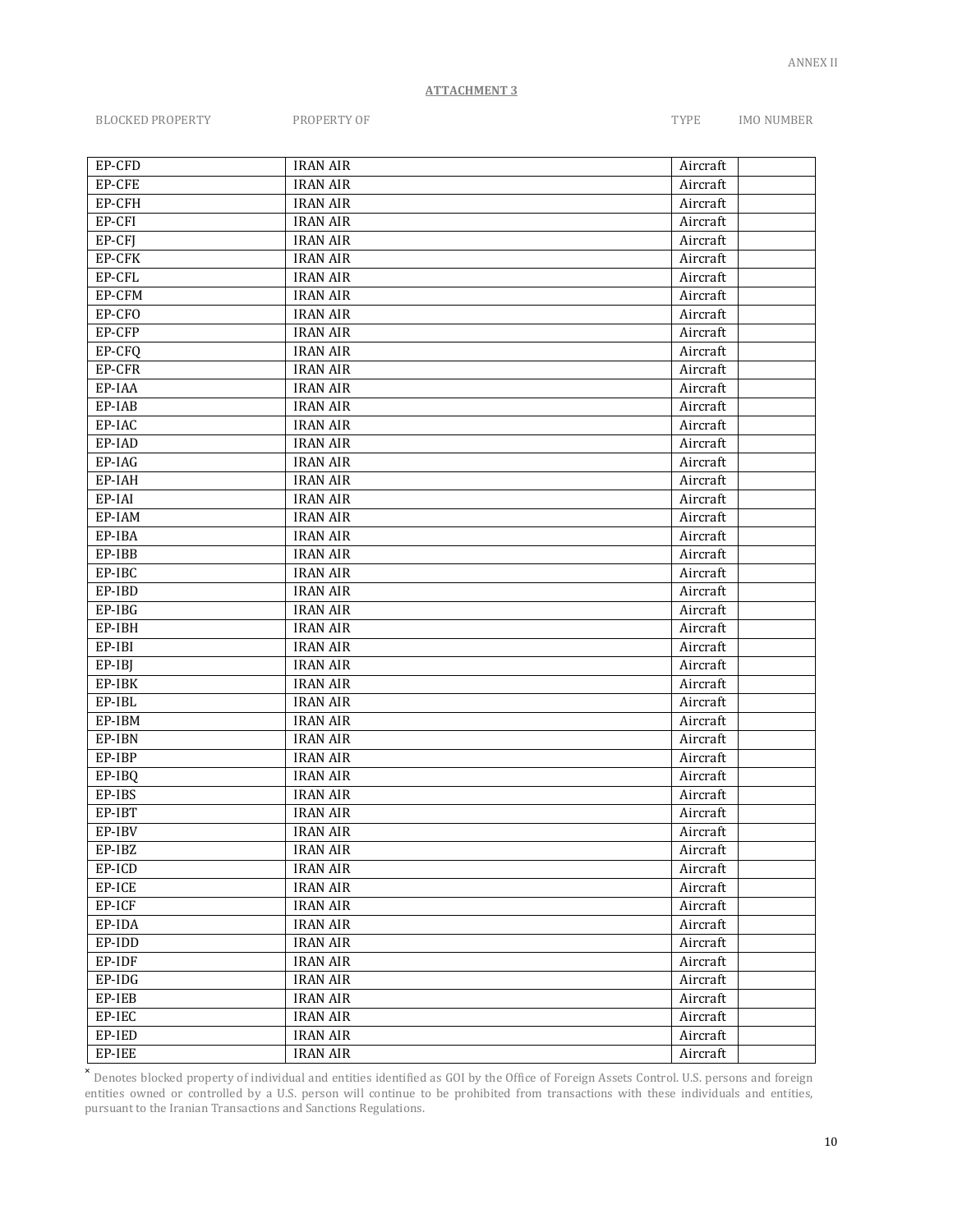ANNEX II

**ATTACHMENT 3**

| BLOCKED PROPERTY | PROPERTY OF | TYPE | IMO NUMBER |
|---|---|---|---|
| EP-CFD | IRAN AIR | Aircraft | |
| EP-CFE | IRAN AIR | Aircraft | |
| EP-CFH | IRAN AIR | Aircraft | |
| EP-CFI | IRAN AIR | Aircraft | |
| EP-CFJ | IRAN AIR | Aircraft | |
| EP-CFK | IRAN AIR | Aircraft | |
| EP-CFL | IRAN AIR | Aircraft | |
| EP-CFM | IRAN AIR | Aircraft | |
| EP-CFO | IRAN AIR | Aircraft | |
| EP-CFP | IRAN AIR | Aircraft | |
| EP-CFQ | IRAN AIR | Aircraft | |
| EP-CFR | IRAN AIR | Aircraft | |
| EP-IAA | IRAN AIR | Aircraft | |
| EP-IAB | IRAN AIR | Aircraft | |
| EP-IAC | IRAN AIR | Aircraft | |
| EP-IAD | IRAN AIR | Aircraft | |
| EP-IAG | IRAN AIR | Aircraft | |
| EP-IAH | IRAN AIR | Aircraft | |
| EP-IAI | IRAN AIR | Aircraft | |
| EP-IAM | IRAN AIR | Aircraft | |
| EP-IBA | IRAN AIR | Aircraft | |
| EP-IBB | IRAN AIR | Aircraft | |
| EP-IBC | IRAN AIR | Aircraft | |
| EP-IBD | IRAN AIR | Aircraft | |
| EP-IBG | IRAN AIR | Aircraft | |
| EP-IBH | IRAN AIR | Aircraft | |
| EP-IBI | IRAN AIR | Aircraft | |
| EP-IBJ | IRAN AIR | Aircraft | |
| EP-IBK | IRAN AIR | Aircraft | |
| EP-IBL | IRAN AIR | Aircraft | |
| EP-IBM | IRAN AIR | Aircraft | |
| EP-IBN | IRAN AIR | Aircraft | |
| EP-IBP | IRAN AIR | Aircraft | |
| EP-IBQ | IRAN AIR | Aircraft | |
| EP-IBS | IRAN AIR | Aircraft | |
| EP-IBT | IRAN AIR | Aircraft | |
| EP-IBV | IRAN AIR | Aircraft | |
| EP-IBZ | IRAN AIR | Aircraft | |
| EP-ICD | IRAN AIR | Aircraft | |
| EP-ICE | IRAN AIR | Aircraft | |
| EP-ICF | IRAN AIR | Aircraft | |
| EP-IDA | IRAN AIR | Aircraft | |
| EP-IDD | IRAN AIR | Aircraft | |
| EP-IDF | IRAN AIR | Aircraft | |
| EP-IDG | IRAN AIR | Aircraft | |
| EP-IEB | IRAN AIR | Aircraft | |
| EP-IEC | IRAN AIR | Aircraft | |
| EP-IED | IRAN AIR | Aircraft | |
| EP-IEE | IRAN AIR | Aircraft | |

× Denotes blocked property of individual and entities identified as GOI by the Office of Foreign Assets Control. U.S. persons and foreign entities owned or controlled by a U.S. person will continue to be prohibited from transactions with these individuals and entities, pursuant to the Iranian Transactions and Sanctions Regulations.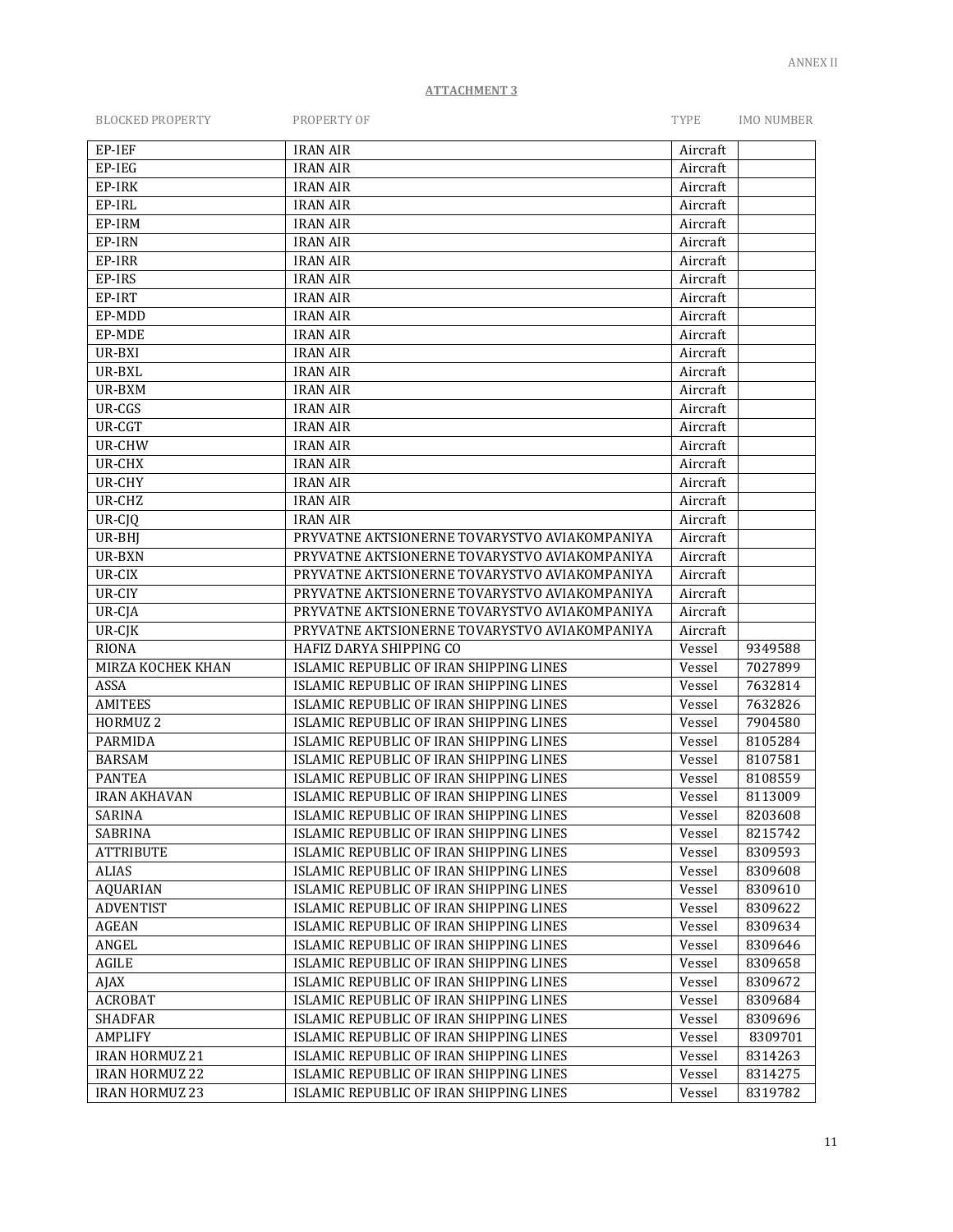ANNEX II

**ATTACHMENT 3**

| BLOCKED PROPERTY | PROPERTY OF | TYPE | IMO NUMBER |
|---|---|---|---|
| EP-IEF | IRAN AIR | Aircraft | |
| EP-IEG | IRAN AIR | Aircraft | |
| EP-IRK | IRAN AIR | Aircraft | |
| EP-IRL | IRAN AIR | Aircraft | |
| EP-IRM | IRAN AIR | Aircraft | |
| EP-IRN | IRAN AIR | Aircraft | |
| EP-IRR | IRAN AIR | Aircraft | |
| EP-IRS | IRAN AIR | Aircraft | |
| EP-IRT | IRAN AIR | Aircraft | |
| EP-MDD | IRAN AIR | Aircraft | |
| EP-MDE | IRAN AIR | Aircraft | |
| UR-BXI | IRAN AIR | Aircraft | |
| UR-BXL | IRAN AIR | Aircraft | |
| UR-BXM | IRAN AIR | Aircraft | |
| UR-CGS | IRAN AIR | Aircraft | |
| UR-CGT | IRAN AIR | Aircraft | |
| UR-CHW | IRAN AIR | Aircraft | |
| UR-CHX | IRAN AIR | Aircraft | |
| UR-CHY | IRAN AIR | Aircraft | |
| UR-CHZ | IRAN AIR | Aircraft | |
| UR-CJQ | IRAN AIR | Aircraft | |
| UR-BHJ | PRYVATNE AKTSIONERNE TOVARYSTVO AVIAKOMPANIYA | Aircraft | |
| UR-BXN | PRYVATNE AKTSIONERNE TOVARYSTVO AVIAKOMPANIYA | Aircraft | |
| UR-CIX | PRYVATNE AKTSIONERNE TOVARYSTVO AVIAKOMPANIYA | Aircraft | |
| UR-CIY | PRYVATNE AKTSIONERNE TOVARYSTVO AVIAKOMPANIYA | Aircraft | |
| UR-CJA | PRYVATNE AKTSIONERNE TOVARYSTVO AVIAKOMPANIYA | Aircraft | |
| UR-CJK | PRYVATNE AKTSIONERNE TOVARYSTVO AVIAKOMPANIYA | Aircraft | |
| RIONA | HAFIZ DARYA SHIPPING CO | Vessel | 9349588 |
| MIRZA KOCHEK KHAN | ISLAMIC REPUBLIC OF IRAN SHIPPING LINES | Vessel | 7027899 |
| ASSA | ISLAMIC REPUBLIC OF IRAN SHIPPING LINES | Vessel | 7632814 |
| AMITEES | ISLAMIC REPUBLIC OF IRAN SHIPPING LINES | Vessel | 7632826 |
| HORMUZ 2 | ISLAMIC REPUBLIC OF IRAN SHIPPING LINES | Vessel | 7904580 |
| PARMIDA | ISLAMIC REPUBLIC OF IRAN SHIPPING LINES | Vessel | 8105284 |
| BARSAM | ISLAMIC REPUBLIC OF IRAN SHIPPING LINES | Vessel | 8107581 |
| PANTEA | ISLAMIC REPUBLIC OF IRAN SHIPPING LINES | Vessel | 8108559 |
| IRAN AKHAVAN | ISLAMIC REPUBLIC OF IRAN SHIPPING LINES | Vessel | 8113009 |
| SARINA | ISLAMIC REPUBLIC OF IRAN SHIPPING LINES | Vessel | 8203608 |
| SABRINA | ISLAMIC REPUBLIC OF IRAN SHIPPING LINES | Vessel | 8215742 |
| ATTRIBUTE | ISLAMIC REPUBLIC OF IRAN SHIPPING LINES | Vessel | 8309593 |
| ALIAS | ISLAMIC REPUBLIC OF IRAN SHIPPING LINES | Vessel | 8309608 |
| AQUARIAN | ISLAMIC REPUBLIC OF IRAN SHIPPING LINES | Vessel | 8309610 |
| ADVENTIST | ISLAMIC REPUBLIC OF IRAN SHIPPING LINES | Vessel | 8309622 |
| AGEAN | ISLAMIC REPUBLIC OF IRAN SHIPPING LINES | Vessel | 8309634 |
| ANGEL | ISLAMIC REPUBLIC OF IRAN SHIPPING LINES | Vessel | 8309646 |
| AGILE | ISLAMIC REPUBLIC OF IRAN SHIPPING LINES | Vessel | 8309658 |
| AJAX | ISLAMIC REPUBLIC OF IRAN SHIPPING LINES | Vessel | 8309672 |
| ACROBAT | ISLAMIC REPUBLIC OF IRAN SHIPPING LINES | Vessel | 8309684 |
| SHADFAR | ISLAMIC REPUBLIC OF IRAN SHIPPING LINES | Vessel | 8309696 |
| AMPLIFY | ISLAMIC REPUBLIC OF IRAN SHIPPING LINES | Vessel | 8309701 |
| IRAN HORMUZ 21 | ISLAMIC REPUBLIC OF IRAN SHIPPING LINES | Vessel | 8314263 |
| IRAN HORMUZ 22 | ISLAMIC REPUBLIC OF IRAN SHIPPING LINES | Vessel | 8314275 |
| IRAN HORMUZ 23 | ISLAMIC REPUBLIC OF IRAN SHIPPING LINES | Vessel | 8319782 |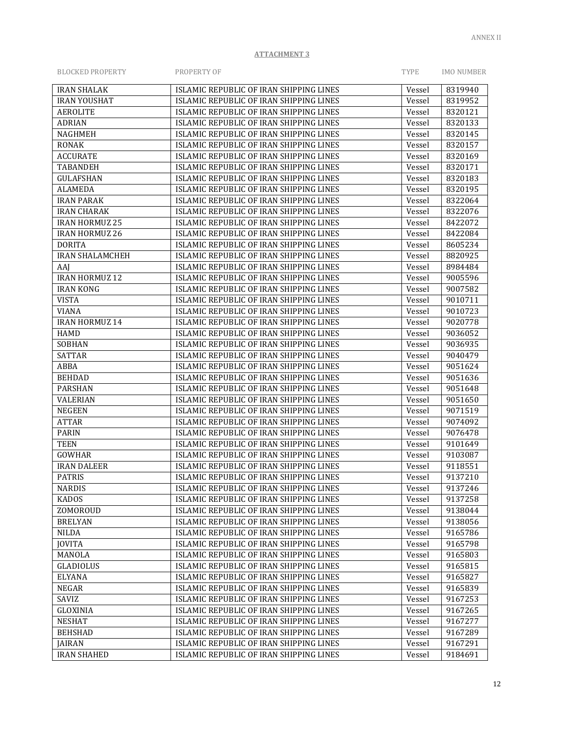ANNEX II

**ATTACHMENT 3**

| BLOCKED PROPERTY | PROPERTY OF | TYPE | IMO NUMBER |
|---|---|---|---|
| IRAN SHALAK | ISLAMIC REPUBLIC OF IRAN SHIPPING LINES | Vessel | 8319940 |
| IRAN YOUSHAT | ISLAMIC REPUBLIC OF IRAN SHIPPING LINES | Vessel | 8319952 |
| AEROLITE | ISLAMIC REPUBLIC OF IRAN SHIPPING LINES | Vessel | 8320121 |
| ADRIAN | ISLAMIC REPUBLIC OF IRAN SHIPPING LINES | Vessel | 8320133 |
| NAGHMEH | ISLAMIC REPUBLIC OF IRAN SHIPPING LINES | Vessel | 8320145 |
| RONAK | ISLAMIC REPUBLIC OF IRAN SHIPPING LINES | Vessel | 8320157 |
| ACCURATE | ISLAMIC REPUBLIC OF IRAN SHIPPING LINES | Vessel | 8320169 |
| TABANDEH | ISLAMIC REPUBLIC OF IRAN SHIPPING LINES | Vessel | 8320171 |
| GULAFSHAN | ISLAMIC REPUBLIC OF IRAN SHIPPING LINES | Vessel | 8320183 |
| ALAMEDA | ISLAMIC REPUBLIC OF IRAN SHIPPING LINES | Vessel | 8320195 |
| IRAN PARAK | ISLAMIC REPUBLIC OF IRAN SHIPPING LINES | Vessel | 8322064 |
| IRAN CHARAK | ISLAMIC REPUBLIC OF IRAN SHIPPING LINES | Vessel | 8322076 |
| IRAN HORMUZ 25 | ISLAMIC REPUBLIC OF IRAN SHIPPING LINES | Vessel | 8422072 |
| IRAN HORMUZ 26 | ISLAMIC REPUBLIC OF IRAN SHIPPING LINES | Vessel | 8422084 |
| DORITA | ISLAMIC REPUBLIC OF IRAN SHIPPING LINES | Vessel | 8605234 |
| IRAN SHALAMCHEH | ISLAMIC REPUBLIC OF IRAN SHIPPING LINES | Vessel | 8820925 |
| AAJ | ISLAMIC REPUBLIC OF IRAN SHIPPING LINES | Vessel | 8984484 |
| IRAN HORMUZ 12 | ISLAMIC REPUBLIC OF IRAN SHIPPING LINES | Vessel | 9005596 |
| IRAN KONG | ISLAMIC REPUBLIC OF IRAN SHIPPING LINES | Vessel | 9007582 |
| VISTA | ISLAMIC REPUBLIC OF IRAN SHIPPING LINES | Vessel | 9010711 |
| VIANA | ISLAMIC REPUBLIC OF IRAN SHIPPING LINES | Vessel | 9010723 |
| IRAN HORMUZ 14 | ISLAMIC REPUBLIC OF IRAN SHIPPING LINES | Vessel | 9020778 |
| HAMD | ISLAMIC REPUBLIC OF IRAN SHIPPING LINES | Vessel | 9036052 |
| SOBHAN | ISLAMIC REPUBLIC OF IRAN SHIPPING LINES | Vessel | 9036935 |
| SATTAR | ISLAMIC REPUBLIC OF IRAN SHIPPING LINES | Vessel | 9040479 |
| ABBA | ISLAMIC REPUBLIC OF IRAN SHIPPING LINES | Vessel | 9051624 |
| BEHDAD | ISLAMIC REPUBLIC OF IRAN SHIPPING LINES | Vessel | 9051636 |
| PARSHAN | ISLAMIC REPUBLIC OF IRAN SHIPPING LINES | Vessel | 9051648 |
| VALERIAN | ISLAMIC REPUBLIC OF IRAN SHIPPING LINES | Vessel | 9051650 |
| NEGEEN | ISLAMIC REPUBLIC OF IRAN SHIPPING LINES | Vessel | 9071519 |
| ATTAR | ISLAMIC REPUBLIC OF IRAN SHIPPING LINES | Vessel | 9074092 |
| PARIN | ISLAMIC REPUBLIC OF IRAN SHIPPING LINES | Vessel | 9076478 |
| TEEN | ISLAMIC REPUBLIC OF IRAN SHIPPING LINES | Vessel | 9101649 |
| GOWHAR | ISLAMIC REPUBLIC OF IRAN SHIPPING LINES | Vessel | 9103087 |
| IRAN DALEER | ISLAMIC REPUBLIC OF IRAN SHIPPING LINES | Vessel | 9118551 |
| PATRIS | ISLAMIC REPUBLIC OF IRAN SHIPPING LINES | Vessel | 9137210 |
| NARDIS | ISLAMIC REPUBLIC OF IRAN SHIPPING LINES | Vessel | 9137246 |
| KADOS | ISLAMIC REPUBLIC OF IRAN SHIPPING LINES | Vessel | 9137258 |
| ZOMOROUD | ISLAMIC REPUBLIC OF IRAN SHIPPING LINES | Vessel | 9138044 |
| BRELYAN | ISLAMIC REPUBLIC OF IRAN SHIPPING LINES | Vessel | 9138056 |
| NILDA | ISLAMIC REPUBLIC OF IRAN SHIPPING LINES | Vessel | 9165786 |
| JOVITA | ISLAMIC REPUBLIC OF IRAN SHIPPING LINES | Vessel | 9165798 |
| MANOLA | ISLAMIC REPUBLIC OF IRAN SHIPPING LINES | Vessel | 9165803 |
| GLADIOLUS | ISLAMIC REPUBLIC OF IRAN SHIPPING LINES | Vessel | 9165815 |
| ELYANA | ISLAMIC REPUBLIC OF IRAN SHIPPING LINES | Vessel | 9165827 |
| NEGAR | ISLAMIC REPUBLIC OF IRAN SHIPPING LINES | Vessel | 9165839 |
| SAVIZ | ISLAMIC REPUBLIC OF IRAN SHIPPING LINES | Vessel | 9167253 |
| GLOXINIA | ISLAMIC REPUBLIC OF IRAN SHIPPING LINES | Vessel | 9167265 |
| NESHAT | ISLAMIC REPUBLIC OF IRAN SHIPPING LINES | Vessel | 9167277 |
| BEHSHAD | ISLAMIC REPUBLIC OF IRAN SHIPPING LINES | Vessel | 9167289 |
| JAIRAN | ISLAMIC REPUBLIC OF IRAN SHIPPING LINES | Vessel | 9167291 |
| IRAN SHAHED | ISLAMIC REPUBLIC OF IRAN SHIPPING LINES | Vessel | 9184691 |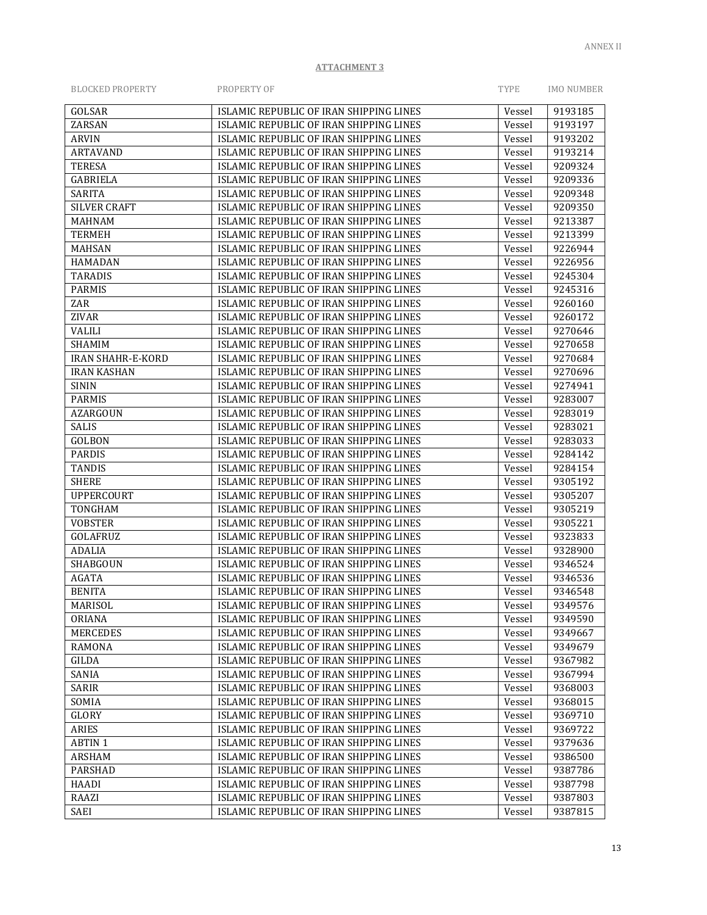ANNEX II

**ATTACHMENT 3**

| BLOCKED PROPERTY | PROPERTY OF | TYPE | IMO NUMBER |
|---|---|---|---|
| GOLSAR | ISLAMIC REPUBLIC OF IRAN SHIPPING LINES | Vessel | 9193185 |
| ZARSAN | ISLAMIC REPUBLIC OF IRAN SHIPPING LINES | Vessel | 9193197 |
| ARVIN | ISLAMIC REPUBLIC OF IRAN SHIPPING LINES | Vessel | 9193202 |
| ARTAVAND | ISLAMIC REPUBLIC OF IRAN SHIPPING LINES | Vessel | 9193214 |
| TERESA | ISLAMIC REPUBLIC OF IRAN SHIPPING LINES | Vessel | 9209324 |
| GABRIELA | ISLAMIC REPUBLIC OF IRAN SHIPPING LINES | Vessel | 9209336 |
| SARITA | ISLAMIC REPUBLIC OF IRAN SHIPPING LINES | Vessel | 9209348 |
| SILVER CRAFT | ISLAMIC REPUBLIC OF IRAN SHIPPING LINES | Vessel | 9209350 |
| MAHNAM | ISLAMIC REPUBLIC OF IRAN SHIPPING LINES | Vessel | 9213387 |
| TERMEH | ISLAMIC REPUBLIC OF IRAN SHIPPING LINES | Vessel | 9213399 |
| MAHSAN | ISLAMIC REPUBLIC OF IRAN SHIPPING LINES | Vessel | 9226944 |
| HAMADAN | ISLAMIC REPUBLIC OF IRAN SHIPPING LINES | Vessel | 9226956 |
| TARADIS | ISLAMIC REPUBLIC OF IRAN SHIPPING LINES | Vessel | 9245304 |
| PARMIS | ISLAMIC REPUBLIC OF IRAN SHIPPING LINES | Vessel | 9245316 |
| ZAR | ISLAMIC REPUBLIC OF IRAN SHIPPING LINES | Vessel | 9260160 |
| ZIVAR | ISLAMIC REPUBLIC OF IRAN SHIPPING LINES | Vessel | 9260172 |
| VALILI | ISLAMIC REPUBLIC OF IRAN SHIPPING LINES | Vessel | 9270646 |
| SHAMIM | ISLAMIC REPUBLIC OF IRAN SHIPPING LINES | Vessel | 9270658 |
| IRAN SHAHR-E-KORD | ISLAMIC REPUBLIC OF IRAN SHIPPING LINES | Vessel | 9270684 |
| IRAN KASHAN | ISLAMIC REPUBLIC OF IRAN SHIPPING LINES | Vessel | 9270696 |
| SININ | ISLAMIC REPUBLIC OF IRAN SHIPPING LINES | Vessel | 9274941 |
| PARMIS | ISLAMIC REPUBLIC OF IRAN SHIPPING LINES | Vessel | 9283007 |
| AZARGOUN | ISLAMIC REPUBLIC OF IRAN SHIPPING LINES | Vessel | 9283019 |
| SALIS | ISLAMIC REPUBLIC OF IRAN SHIPPING LINES | Vessel | 9283021 |
| GOLBON | ISLAMIC REPUBLIC OF IRAN SHIPPING LINES | Vessel | 9283033 |
| PARDIS | ISLAMIC REPUBLIC OF IRAN SHIPPING LINES | Vessel | 9284142 |
| TANDIS | ISLAMIC REPUBLIC OF IRAN SHIPPING LINES | Vessel | 9284154 |
| SHERE | ISLAMIC REPUBLIC OF IRAN SHIPPING LINES | Vessel | 9305192 |
| UPPERCOURT | ISLAMIC REPUBLIC OF IRAN SHIPPING LINES | Vessel | 9305207 |
| TONGHAM | ISLAMIC REPUBLIC OF IRAN SHIPPING LINES | Vessel | 9305219 |
| VOBSTER | ISLAMIC REPUBLIC OF IRAN SHIPPING LINES | Vessel | 9305221 |
| GOLAFRUZ | ISLAMIC REPUBLIC OF IRAN SHIPPING LINES | Vessel | 9323833 |
| ADALIA | ISLAMIC REPUBLIC OF IRAN SHIPPING LINES | Vessel | 9328900 |
| SHABGOUN | ISLAMIC REPUBLIC OF IRAN SHIPPING LINES | Vessel | 9346524 |
| AGATA | ISLAMIC REPUBLIC OF IRAN SHIPPING LINES | Vessel | 9346536 |
| BENITA | ISLAMIC REPUBLIC OF IRAN SHIPPING LINES | Vessel | 9346548 |
| MARISOL | ISLAMIC REPUBLIC OF IRAN SHIPPING LINES | Vessel | 9349576 |
| ORIANA | ISLAMIC REPUBLIC OF IRAN SHIPPING LINES | Vessel | 9349590 |
| MERCEDES | ISLAMIC REPUBLIC OF IRAN SHIPPING LINES | Vessel | 9349667 |
| RAMONA | ISLAMIC REPUBLIC OF IRAN SHIPPING LINES | Vessel | 9349679 |
| GILDA | ISLAMIC REPUBLIC OF IRAN SHIPPING LINES | Vessel | 9367982 |
| SANIA | ISLAMIC REPUBLIC OF IRAN SHIPPING LINES | Vessel | 9367994 |
| SARIR | ISLAMIC REPUBLIC OF IRAN SHIPPING LINES | Vessel | 9368003 |
| SOMIA | ISLAMIC REPUBLIC OF IRAN SHIPPING LINES | Vessel | 9368015 |
| GLORY | ISLAMIC REPUBLIC OF IRAN SHIPPING LINES | Vessel | 9369710 |
| ARIES | ISLAMIC REPUBLIC OF IRAN SHIPPING LINES | Vessel | 9369722 |
| ABTIN 1 | ISLAMIC REPUBLIC OF IRAN SHIPPING LINES | Vessel | 9379636 |
| ARSHAM | ISLAMIC REPUBLIC OF IRAN SHIPPING LINES | Vessel | 9386500 |
| PARSHAD | ISLAMIC REPUBLIC OF IRAN SHIPPING LINES | Vessel | 9387786 |
| HAADI | ISLAMIC REPUBLIC OF IRAN SHIPPING LINES | Vessel | 9387798 |
| RAAZI | ISLAMIC REPUBLIC OF IRAN SHIPPING LINES | Vessel | 9387803 |
| SAEI | ISLAMIC REPUBLIC OF IRAN SHIPPING LINES | Vessel | 9387815 |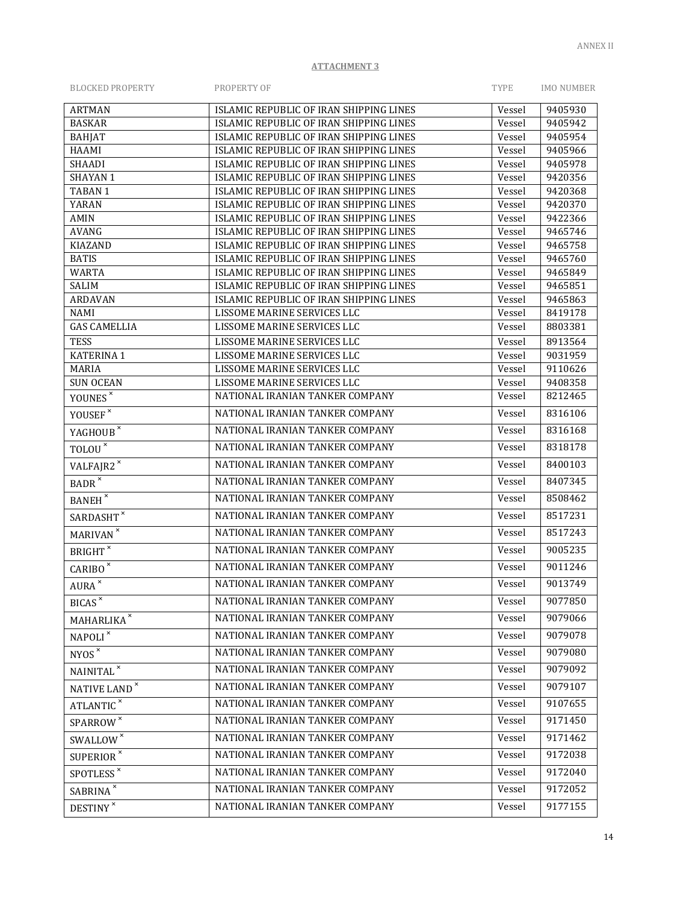ANNEX II

**ATTACHMENT 3**

| BLOCKED PROPERTY | PROPERTY OF | TYPE | IMO NUMBER |
|---|---|---|---|
| ARTMAN | ISLAMIC REPUBLIC OF IRAN SHIPPING LINES | Vessel | 9405930 |
| BASKAR | ISLAMIC REPUBLIC OF IRAN SHIPPING LINES | Vessel | 9405942 |
| BAHJAT | ISLAMIC REPUBLIC OF IRAN SHIPPING LINES | Vessel | 9405954 |
| HAAMI | ISLAMIC REPUBLIC OF IRAN SHIPPING LINES | Vessel | 9405966 |
| SHAADI | ISLAMIC REPUBLIC OF IRAN SHIPPING LINES | Vessel | 9405978 |
| SHAYAN 1 | ISLAMIC REPUBLIC OF IRAN SHIPPING LINES | Vessel | 9420356 |
| TABAN 1 | ISLAMIC REPUBLIC OF IRAN SHIPPING LINES | Vessel | 9420368 |
| YARAN | ISLAMIC REPUBLIC OF IRAN SHIPPING LINES | Vessel | 9420370 |
| AMIN | ISLAMIC REPUBLIC OF IRAN SHIPPING LINES | Vessel | 9422366 |
| AVANG | ISLAMIC REPUBLIC OF IRAN SHIPPING LINES | Vessel | 9465746 |
| KIAZAND | ISLAMIC REPUBLIC OF IRAN SHIPPING LINES | Vessel | 9465758 |
| BATIS | ISLAMIC REPUBLIC OF IRAN SHIPPING LINES | Vessel | 9465760 |
| WARTA | ISLAMIC REPUBLIC OF IRAN SHIPPING LINES | Vessel | 9465849 |
| SALIM | ISLAMIC REPUBLIC OF IRAN SHIPPING LINES | Vessel | 9465851 |
| ARDAVAN | ISLAMIC REPUBLIC OF IRAN SHIPPING LINES | Vessel | 9465863 |
| NAMI | LISSOME MARINE SERVICES LLC | Vessel | 8419178 |
| GAS CAMELLIA | LISSOME MARINE SERVICES LLC | Vessel | 8803381 |
| TESS | LISSOME MARINE SERVICES LLC | Vessel | 8913564 |
| KATERINA 1 | LISSOME MARINE SERVICES LLC | Vessel | 9031959 |
| MARIA | LISSOME MARINE SERVICES LLC | Vessel | 9110626 |
| SUN OCEAN | LISSOME MARINE SERVICES LLC | Vessel | 9408358 |
| YOUNES ˟ | NATIONAL IRANIAN TANKER COMPANY | Vessel | 8212465 |
| YOUSEF ˟ | NATIONAL IRANIAN TANKER COMPANY | Vessel | 8316106 |
| YAGHOUB ˟ | NATIONAL IRANIAN TANKER COMPANY | Vessel | 8316168 |
| TOLOU ˟ | NATIONAL IRANIAN TANKER COMPANY | Vessel | 8318178 |
| VALFAJR2 ˟ | NATIONAL IRANIAN TANKER COMPANY | Vessel | 8400103 |
| BADR ˟ | NATIONAL IRANIAN TANKER COMPANY | Vessel | 8407345 |
| BANEH ˟ | NATIONAL IRANIAN TANKER COMPANY | Vessel | 8508462 |
| SARDASHT ˟ | NATIONAL IRANIAN TANKER COMPANY | Vessel | 8517231 |
| MARIVAN ˟ | NATIONAL IRANIAN TANKER COMPANY | Vessel | 8517243 |
| BRIGHT ˟ | NATIONAL IRANIAN TANKER COMPANY | Vessel | 9005235 |
| CARIBO ˟ | NATIONAL IRANIAN TANKER COMPANY | Vessel | 9011246 |
| AURA ˟ | NATIONAL IRANIAN TANKER COMPANY | Vessel | 9013749 |
| BICAS ˟ | NATIONAL IRANIAN TANKER COMPANY | Vessel | 9077850 |
| MAHARLIKA ˟ | NATIONAL IRANIAN TANKER COMPANY | Vessel | 9079066 |
| NAPOLI ˟ | NATIONAL IRANIAN TANKER COMPANY | Vessel | 9079078 |
| NYOS ˟ | NATIONAL IRANIAN TANKER COMPANY | Vessel | 9079080 |
| NAINITAL ˟ | NATIONAL IRANIAN TANKER COMPANY | Vessel | 9079092 |
| NATIVE LAND ˟ | NATIONAL IRANIAN TANKER COMPANY | Vessel | 9079107 |
| ATLANTIC ˟ | NATIONAL IRANIAN TANKER COMPANY | Vessel | 9107655 |
| SPARROW ˟ | NATIONAL IRANIAN TANKER COMPANY | Vessel | 9171450 |
| SWALLOW ˟ | NATIONAL IRANIAN TANKER COMPANY | Vessel | 9171462 |
| SUPERIOR ˟ | NATIONAL IRANIAN TANKER COMPANY | Vessel | 9172038 |
| SPOTLESS ˟ | NATIONAL IRANIAN TANKER COMPANY | Vessel | 9172040 |
| SABRINA ˟ | NATIONAL IRANIAN TANKER COMPANY | Vessel | 9172052 |
| DESTINY ˟ | NATIONAL IRANIAN TANKER COMPANY | Vessel | 9177155 |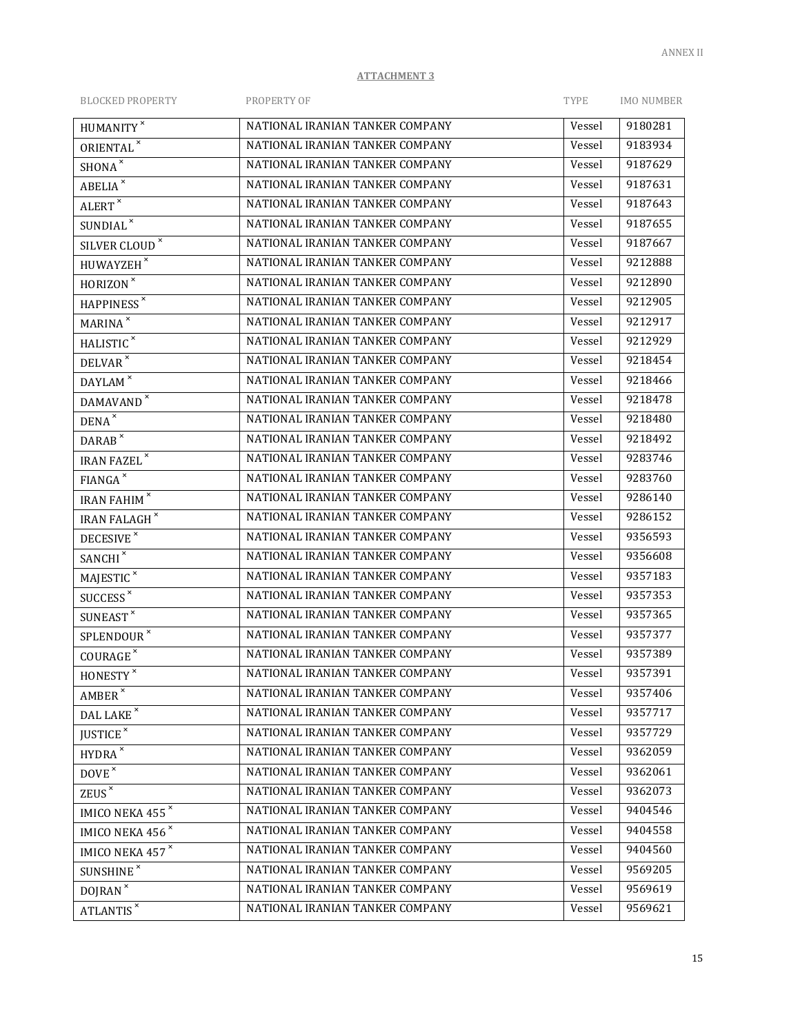ANNEX II

**ATTACHMENT 3**

| BLOCKED PROPERTY | PROPERTY OF | TYPE | IMO NUMBER |
|---|---|---|---|
| HUMANITY [x] | NATIONAL IRANIAN TANKER COMPANY | Vessel | 9180281 |
| ORIENTAL [x] | NATIONAL IRANIAN TANKER COMPANY | Vessel | 9183934 |
| SHONA [x] | NATIONAL IRANIAN TANKER COMPANY | Vessel | 9187629 |
| ABELIA [x] | NATIONAL IRANIAN TANKER COMPANY | Vessel | 9187631 |
| ALERT [x] | NATIONAL IRANIAN TANKER COMPANY | Vessel | 9187643 |
| SUNDIAL [x] | NATIONAL IRANIAN TANKER COMPANY | Vessel | 9187655 |
| SILVER CLOUD [x] | NATIONAL IRANIAN TANKER COMPANY | Vessel | 9187667 |
| HUWAYZEH [x] | NATIONAL IRANIAN TANKER COMPANY | Vessel | 9212888 |
| HORIZON [x] | NATIONAL IRANIAN TANKER COMPANY | Vessel | 9212890 |
| HAPPINESS [x] | NATIONAL IRANIAN TANKER COMPANY | Vessel | 9212905 |
| MARINA [x] | NATIONAL IRANIAN TANKER COMPANY | Vessel | 9212917 |
| HALISTIC [x] | NATIONAL IRANIAN TANKER COMPANY | Vessel | 9212929 |
| DELVAR [x] | NATIONAL IRANIAN TANKER COMPANY | Vessel | 9218454 |
| DAYLAM [x] | NATIONAL IRANIAN TANKER COMPANY | Vessel | 9218466 |
| DAMAVAND [x] | NATIONAL IRANIAN TANKER COMPANY | Vessel | 9218478 |
| DENA [x] | NATIONAL IRANIAN TANKER COMPANY | Vessel | 9218480 |
| DARAB [x] | NATIONAL IRANIAN TANKER COMPANY | Vessel | 9218492 |
| IRAN FAZEL [x] | NATIONAL IRANIAN TANKER COMPANY | Vessel | 9283746 |
| FIANGA [x] | NATIONAL IRANIAN TANKER COMPANY | Vessel | 9283760 |
| IRAN FAHIM [x] | NATIONAL IRANIAN TANKER COMPANY | Vessel | 9286140 |
| IRAN FALAGH [x] | NATIONAL IRANIAN TANKER COMPANY | Vessel | 9286152 |
| DECESIVE [x] | NATIONAL IRANIAN TANKER COMPANY | Vessel | 9356593 |
| SANCHI [x] | NATIONAL IRANIAN TANKER COMPANY | Vessel | 9356608 |
| MAJESTIC [x] | NATIONAL IRANIAN TANKER COMPANY | Vessel | 9357183 |
| SUCCESS [x] | NATIONAL IRANIAN TANKER COMPANY | Vessel | 9357353 |
| SUNEAST [x] | NATIONAL IRANIAN TANKER COMPANY | Vessel | 9357365 |
| SPLENDOUR [x] | NATIONAL IRANIAN TANKER COMPANY | Vessel | 9357377 |
| COURAGE [x] | NATIONAL IRANIAN TANKER COMPANY | Vessel | 9357389 |
| HONESTY [x] | NATIONAL IRANIAN TANKER COMPANY | Vessel | 9357391 |
| AMBER [x] | NATIONAL IRANIAN TANKER COMPANY | Vessel | 9357406 |
| DAL LAKE [x] | NATIONAL IRANIAN TANKER COMPANY | Vessel | 9357717 |
| JUSTICE [x] | NATIONAL IRANIAN TANKER COMPANY | Vessel | 9357729 |
| HYDRA [x] | NATIONAL IRANIAN TANKER COMPANY | Vessel | 9362059 |
| DOVE [x] | NATIONAL IRANIAN TANKER COMPANY | Vessel | 9362061 |
| ZEUS [x] | NATIONAL IRANIAN TANKER COMPANY | Vessel | 9362073 |
| IMICO NEKA 455 [x] | NATIONAL IRANIAN TANKER COMPANY | Vessel | 9404546 |
| IMICO NEKA 456 [x] | NATIONAL IRANIAN TANKER COMPANY | Vessel | 9404558 |
| IMICO NEKA 457 [x] | NATIONAL IRANIAN TANKER COMPANY | Vessel | 9404560 |
| SUNSHINE [x] | NATIONAL IRANIAN TANKER COMPANY | Vessel | 9569205 |
| DOJRAN [x] | NATIONAL IRANIAN TANKER COMPANY | Vessel | 9569619 |
| ATLANTIS [x] | NATIONAL IRANIAN TANKER COMPANY | Vessel | 9569621 |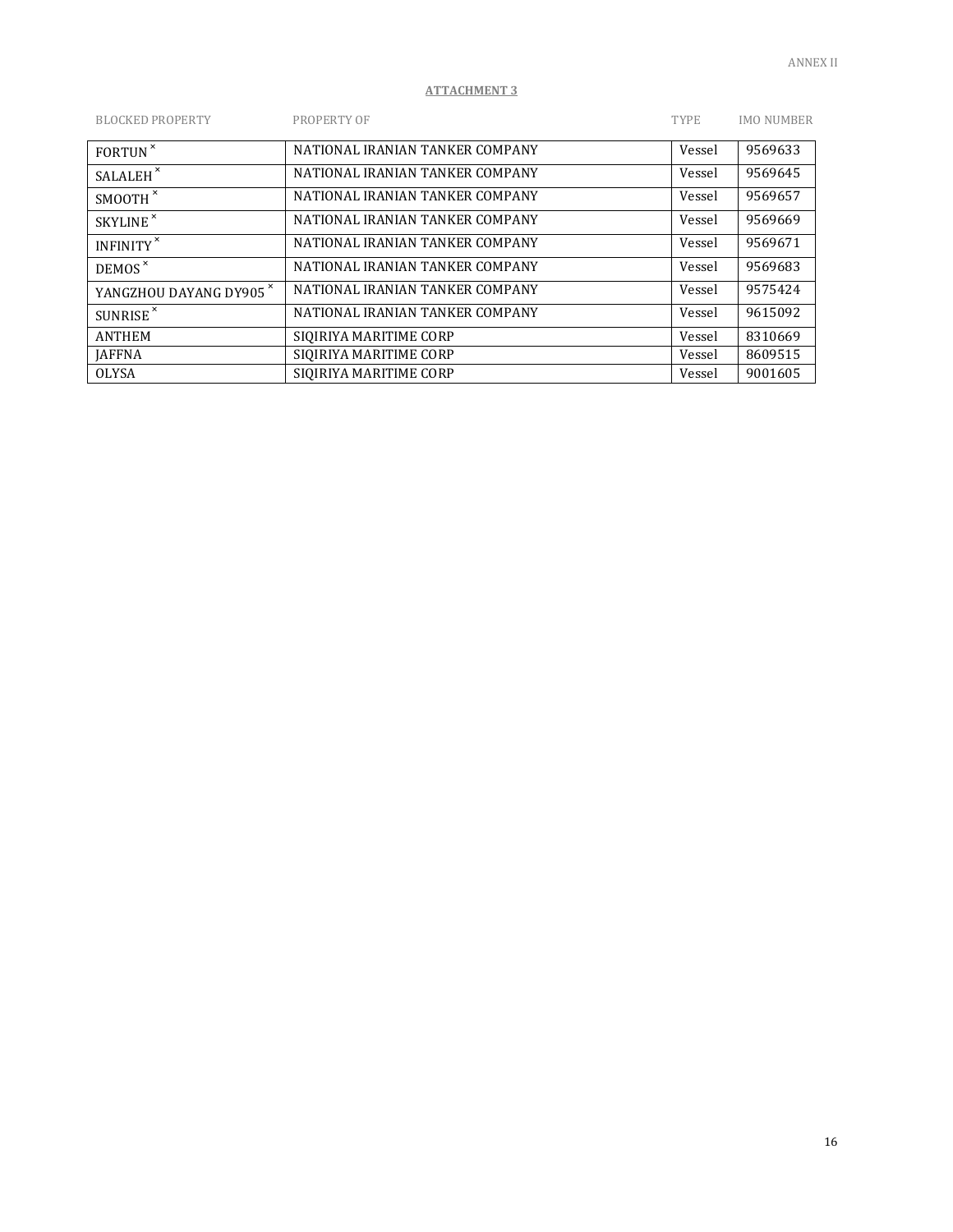ANNEX II

**ATTACHMENT 3**

| BLOCKED PROPERTY | PROPERTY OF | TYPE | IMO NUMBER |
|---|---|---|---|
| FORTUN ˟ | NATIONAL IRANIAN TANKER COMPANY | Vessel | 9569633 |
| SALALEH ˟ | NATIONAL IRANIAN TANKER COMPANY | Vessel | 9569645 |
| SMOOTH ˟ | NATIONAL IRANIAN TANKER COMPANY | Vessel | 9569657 |
| SKYLINE ˟ | NATIONAL IRANIAN TANKER COMPANY | Vessel | 9569669 |
| INFINITY ˟ | NATIONAL IRANIAN TANKER COMPANY | Vessel | 9569671 |
| DEMOS ˟ | NATIONAL IRANIAN TANKER COMPANY | Vessel | 9569683 |
| YANGZHOU DAYANG DY905 ˟ | NATIONAL IRANIAN TANKER COMPANY | Vessel | 9575424 |
| SUNRISE ˟ | NATIONAL IRANIAN TANKER COMPANY | Vessel | 9615092 |
| ANTHEM | SIQIRIYA MARITIME CORP | Vessel | 8310669 |
| JAFFNA | SIQIRIYA MARITIME CORP | Vessel | 8609515 |
| OLYSA | SIQIRIYA MARITIME CORP | Vessel | 9001605 |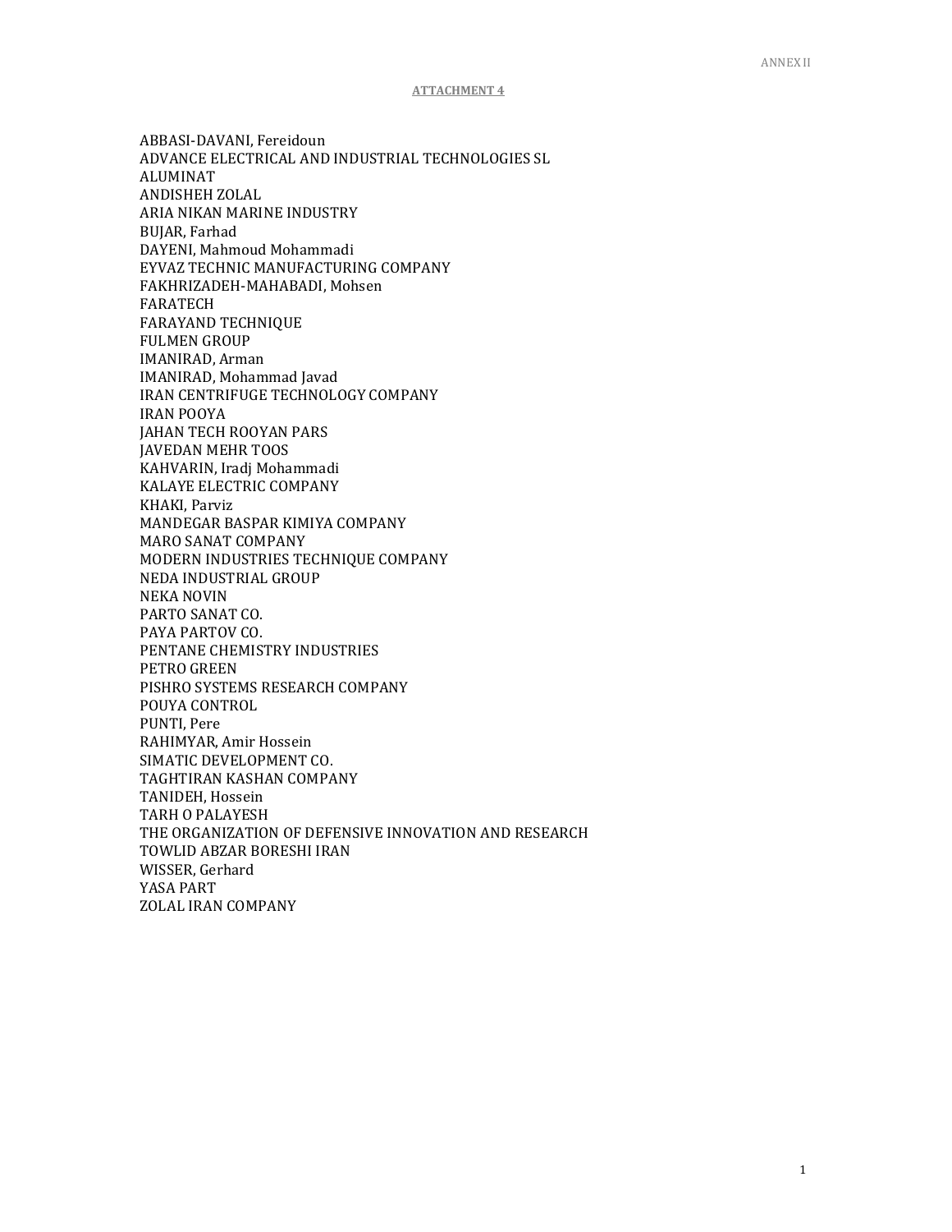**ATTACHMENT 4**

ABBASI-DAVANI, Fereidoun
ADVANCE ELECTRICAL AND INDUSTRIAL TECHNOLOGIES SL
ALUMINAT
ANDISHEH ZOLAL
ARIA NIKAN MARINE INDUSTRY
BUJAR, Farhad
DAYENI, Mahmoud Mohammadi
EYVAZ TECHNIC MANUFACTURING COMPANY
FAKHRIZADEH-MAHABADI, Mohsen
FARATECH
FARAYAND TECHNIQUE
FULMEN GROUP
IMANIRAD, Arman
IMANIRAD, Mohammad Javad
IRAN CENTRIFUGE TECHNOLOGY COMPANY
IRAN POOYA
JAHAN TECH ROOYAN PARS
JAVEDAN MEHR TOOS
KAHVARIN, Iradj Mohammadi
KALAYE ELECTRIC COMPANY
KHAKI, Parviz
MANDEGAR BASPAR KIMIYA COMPANY
MARO SANAT COMPANY
MODERN INDUSTRIES TECHNIQUE COMPANY
NEDA INDUSTRIAL GROUP
NEKA NOVIN
PARTO SANAT CO.
PAYA PARTOV CO.
PENTANE CHEMISTRY INDUSTRIES
PETRO GREEN
PISHRO SYSTEMS RESEARCH COMPANY
POUYA CONTROL
PUNTI, Pere
RAHIMYAR, Amir Hossein
SIMATIC DEVELOPMENT CO.
TAGHTIRAN KASHAN COMPANY
TANIDEH, Hossein
TARH O PALAYESH
THE ORGANIZATION OF DEFENSIVE INNOVATION AND RESEARCH
TOWLID ABZAR BORESHI IRAN
WISSER, Gerhard
YASA PART
ZOLAL IRAN COMPANY